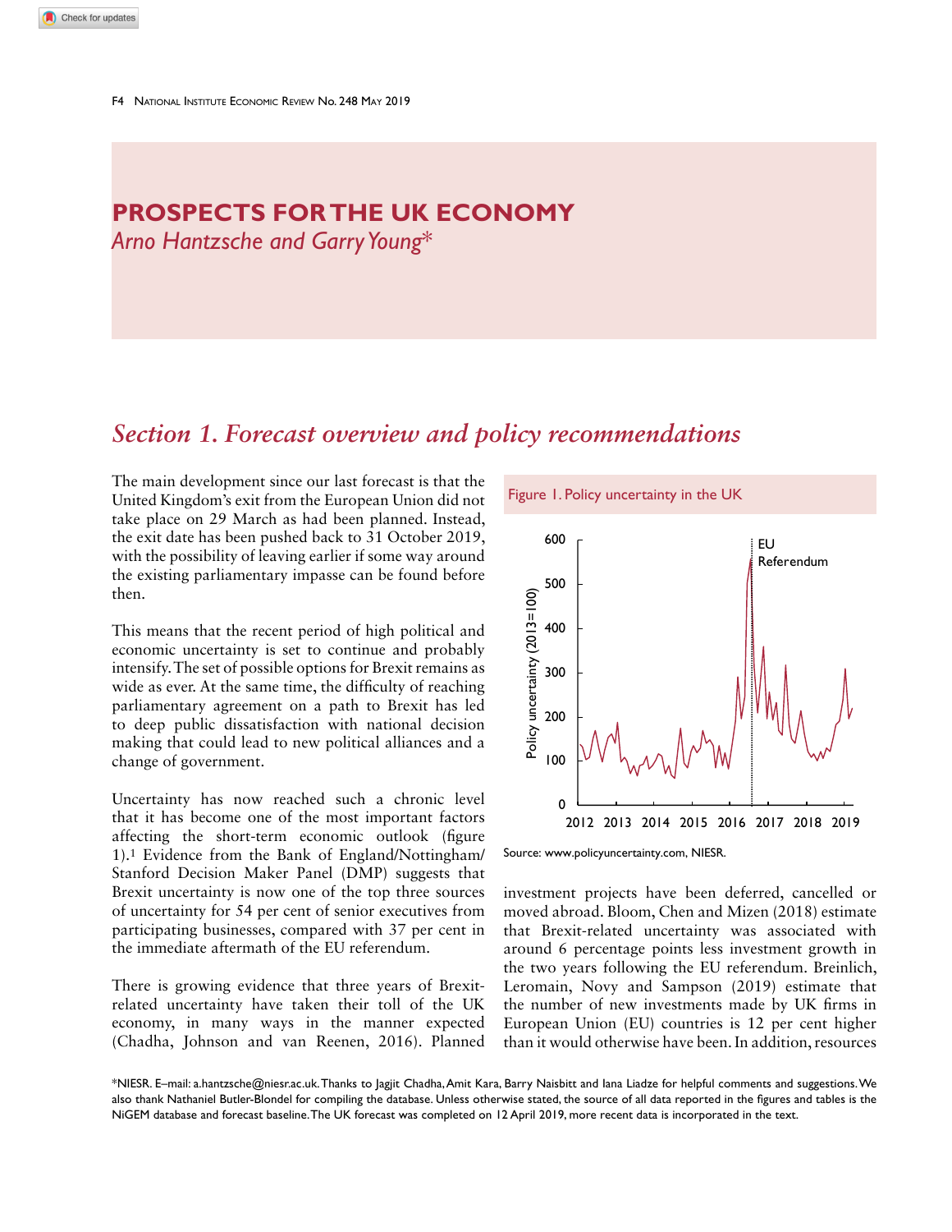# PROSPECTS FOR THE UK ECONOMY

*Arno Hantzsche and Garry Young\**

## *Section 1. Forecast overview and policy recommendations*

The main development since our last forecast is that the United Kingdom's exit from the European Union did not take place on 29 March as had been planned. Instead, the exit date has been pushed back to 31 October 2019, with the possibility of leaving earlier if some way around the existing parliamentary impasse can be found before then.

This means that the recent period of high political and economic uncertainty is set to continue and probably intensify. The set of possible options for Brexit remains as wide as ever. At the same time, the difficulty of reaching parliamentary agreement on a path to Brexit has led to deep public dissatisfaction with national decision making that could lead to new political alliances and a change of government.

Uncertainty has now reached such a chronic level that it has become one of the most important factors affecting the short-term economic outlook (figure 1).[1] Evidence from the Bank of England/Nottingham/Stanford Decision Maker Panel (DMP) suggests that Brexit uncertainty is now one of the top three sources of uncertainty for 54 per cent of senior executives from participating businesses, compared with 37 per cent in the immediate aftermath of the EU referendum.

There is growing evidence that three years of Brexit-related uncertainty have taken their toll of the UK economy, in many ways in the manner expected (Chadha, Johnson and van Reenen, 2016). Planned investment projects have been deferred, cancelled or moved abroad. Bloom, Chen and Mizen (2018) estimate that Brexit-related uncertainty was associated with around 6 percentage points less investment growth in the two years following the EU referendum. Breinlich, Leromain, Novy and Sampson (2019) estimate that the number of new investments made by UK firms in European Union (EU) countries is 12 per cent higher than it would otherwise have been. In addition, resources

Figure 1. Policy uncertainty in the UK

Source: www.policyuncertainty.com, NIESR.

\*NIESR. E–mail: a.hantzsche@niesr.ac.uk. Thanks to Jagjit Chadha, Amit Kara, Barry Naisbitt and Iana Liadze for helpful comments and suggestions. We also thank Nathaniel Butler-Blondel for compiling the database. Unless otherwise stated, the source of all data reported in the figures and tables is the NiGEM database and forecast baseline. The UK forecast was completed on 12 April 2019, more recent data is incorporated in the text.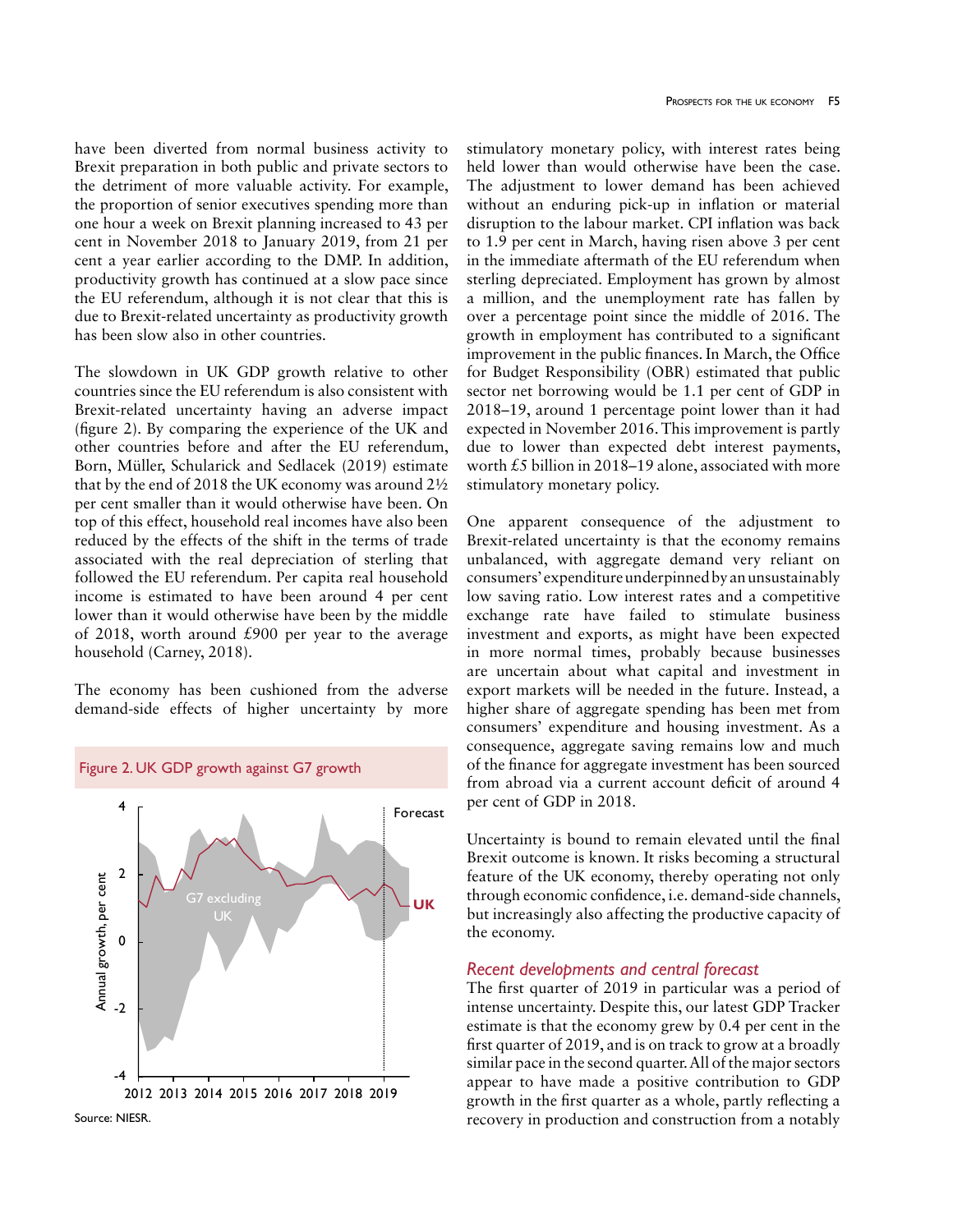have been diverted from normal business activity to Brexit preparation in both public and private sectors to the detriment of more valuable activity. For example, the proportion of senior executives spending more than one hour a week on Brexit planning increased to 43 per cent in November 2018 to January 2019, from 21 per cent a year earlier according to the DMP. In addition, productivity growth has continued at a slow pace since the EU referendum, although it is not clear that this is due to Brexit-related uncertainty as productivity growth has been slow also in other countries.

The slowdown in UK GDP growth relative to other countries since the EU referendum is also consistent with Brexit-related uncertainty having an adverse impact (figure 2). By comparing the experience of the UK and other countries before and after the EU referendum, Born, Müller, Schularick and Sedlacek (2019) estimate that by the end of 2018 the UK economy was around 2½ per cent smaller than it would otherwise have been. On top of this effect, household real incomes have also been reduced by the effects of the shift in the terms of trade associated with the real depreciation of sterling that followed the EU referendum. Per capita real household income is estimated to have been around 4 per cent lower than it would otherwise have been by the middle of 2018, worth around £900 per year to the average household (Carney, 2018).

The economy has been cushioned from the adverse demand-side effects of higher uncertainty by more stimulatory monetary policy, with interest rates being held lower than would otherwise have been the case. The adjustment to lower demand has been achieved without an enduring pick-up in inflation or material disruption to the labour market. CPI inflation was back to 1.9 per cent in March, having risen above 3 per cent in the immediate aftermath of the EU referendum when sterling depreciated. Employment has grown by almost a million, and the unemployment rate has fallen by over a percentage point since the middle of 2016. The growth in employment has contributed to a significant improvement in the public finances. In March, the Office for Budget Responsibility (OBR) estimated that public sector net borrowing would be 1.1 per cent of GDP in 2018–19, around 1 percentage point lower than it had expected in November 2016. This improvement is partly due to lower than expected debt interest payments, worth £5 billion in 2018–19 alone, associated with more stimulatory monetary policy.

**Figure 2. UK GDP growth against G7 growth**

Source: NIESR.

One apparent consequence of the adjustment to Brexit-related uncertainty is that the economy remains unbalanced, with aggregate demand very reliant on consumers' expenditure underpinned by an unsustainably low saving ratio. Low interest rates and a competitive exchange rate have failed to stimulate business investment and exports, as might have been expected in more normal times, probably because businesses are uncertain about what capital and investment in export markets will be needed in the future. Instead, a higher share of aggregate spending has been met from consumers' expenditure and housing investment. As a consequence, aggregate saving remains low and much of the finance for aggregate investment has been sourced from abroad via a current account deficit of around 4 per cent of GDP in 2018.

Uncertainty is bound to remain elevated until the final Brexit outcome is known. It risks becoming a structural feature of the UK economy, thereby operating not only through economic confidence, i.e. demand-side channels, but increasingly also affecting the productive capacity of the economy.

### *Recent developments and central forecast*

The first quarter of 2019 in particular was a period of intense uncertainty. Despite this, our latest GDP Tracker estimate is that the economy grew by 0.4 per cent in the first quarter of 2019, and is on track to grow at a broadly similar pace in the second quarter. All of the major sectors appear to have made a positive contribution to GDP growth in the first quarter as a whole, partly reflecting a recovery in production and construction from a notably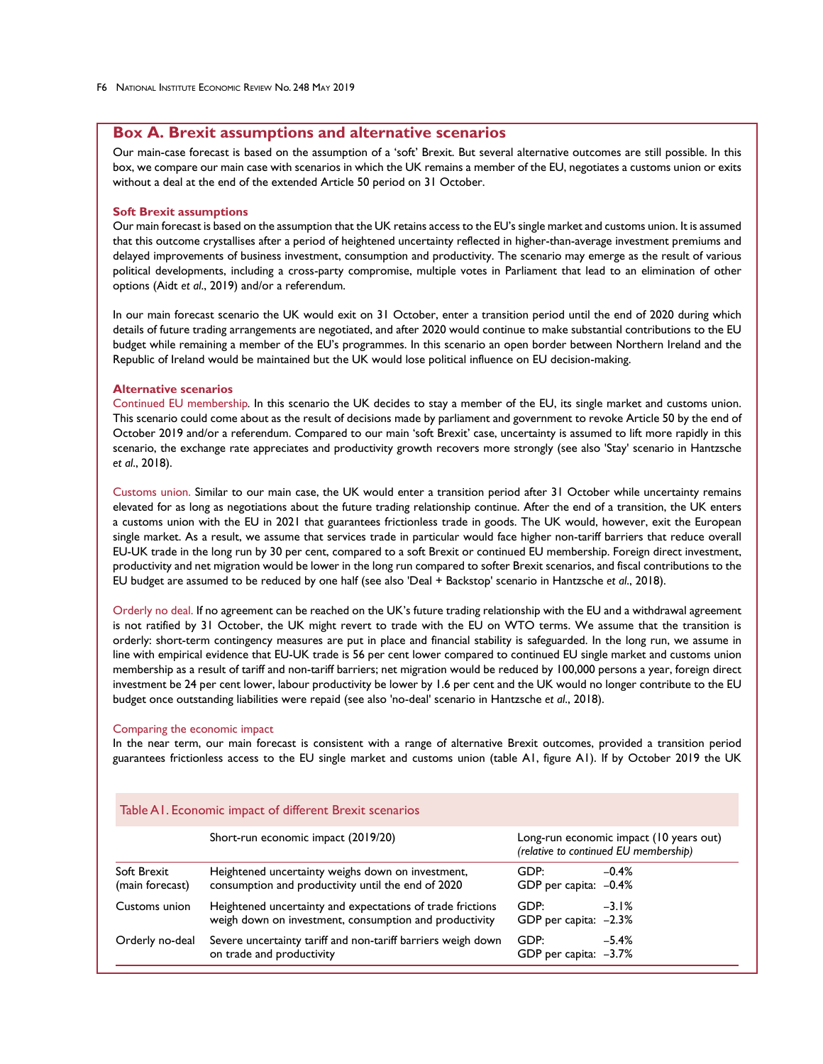## Box A. Brexit assumptions and alternative scenarios

Our main-case forecast is based on the assumption of a 'soft' Brexit. But several alternative outcomes are still possible. In this box, we compare our main case with scenarios in which the UK remains a member of the EU, negotiates a customs union or exits without a deal at the end of the extended Article 50 period on 31 October.

### Soft Brexit assumptions

Our main forecast is based on the assumption that the UK retains access to the EU's single market and customs union. It is assumed that this outcome crystallises after a period of heightened uncertainty reflected in higher-than-average investment premiums and delayed improvements of business investment, consumption and productivity. The scenario may emerge as the result of various political developments, including a cross-party compromise, multiple votes in Parliament that lead to an elimination of other options (Aidt *et al*., 2019) and/or a referendum.

In our main forecast scenario the UK would exit on 31 October, enter a transition period until the end of 2020 during which details of future trading arrangements are negotiated, and after 2020 would continue to make substantial contributions to the EU budget while remaining a member of the EU's programmes. In this scenario an open border between Northern Ireland and the Republic of Ireland would be maintained but the UK would lose political influence on EU decision-making.

### Alternative scenarios

Continued EU membership. In this scenario the UK decides to stay a member of the EU, its single market and customs union. This scenario could come about as the result of decisions made by parliament and government to revoke Article 50 by the end of October 2019 and/or a referendum. Compared to our main 'soft Brexit' case, uncertainty is assumed to lift more rapidly in this scenario, the exchange rate appreciates and productivity growth recovers more strongly (see also 'Stay' scenario in Hantzsche *et al*., 2018).

Customs union. Similar to our main case, the UK would enter a transition period after 31 October while uncertainty remains elevated for as long as negotiations about the future trading relationship continue. After the end of a transition, the UK enters a customs union with the EU in 2021 that guarantees frictionless trade in goods. The UK would, however, exit the European single market. As a result, we assume that services trade in particular would face higher non-tariff barriers that reduce overall EU-UK trade in the long run by 30 per cent, compared to a soft Brexit or continued EU membership. Foreign direct investment, productivity and net migration would be lower in the long run compared to softer Brexit scenarios, and fiscal contributions to the EU budget are assumed to be reduced by one half (see also 'Deal + Backstop' scenario in Hantzsche *et al*., 2018).

Orderly no deal. If no agreement can be reached on the UK's future trading relationship with the EU and a withdrawal agreement is not ratified by 31 October, the UK might revert to trade with the EU on WTO terms. We assume that the transition is orderly: short-term contingency measures are put in place and financial stability is safeguarded. In the long run, we assume in line with empirical evidence that EU-UK trade is 56 per cent lower compared to continued EU single market and customs union membership as a result of tariff and non-tariff barriers; net migration would be reduced by 100,000 persons a year, foreign direct investment be 24 per cent lower, labour productivity be lower by 1.6 per cent and the UK would no longer contribute to the EU budget once outstanding liabilities were repaid (see also 'no-deal' scenario in Hantzsche *et al*., 2018).

#### Comparing the economic impact

In the near term, our main forecast is consistent with a range of alternative Brexit outcomes, provided a transition period guarantees frictionless access to the EU single market and customs union (table A1, figure A1). If by October 2019 the UK

Table A1. Economic impact of different Brexit scenarios

| | Short-run economic impact (2019/20) | Long-run economic impact (10 years out) *(relative to continued EU membership)* |
|---|---|---|
| Soft Brexit (main forecast) | Heightened uncertainty weighs down on investment, consumption and productivity until the end of 2020 | GDP: –0.4%<br>GDP per capita: –0.4% |
| Customs union | Heightened uncertainty and expectations of trade frictions weigh down on investment, consumption and productivity | GDP: –3.1%<br>GDP per capita: –2.3% |
| Orderly no-deal | Severe uncertainty tariff and non-tariff barriers weigh down on trade and productivity | GDP: –5.4%<br>GDP per capita: –3.7% |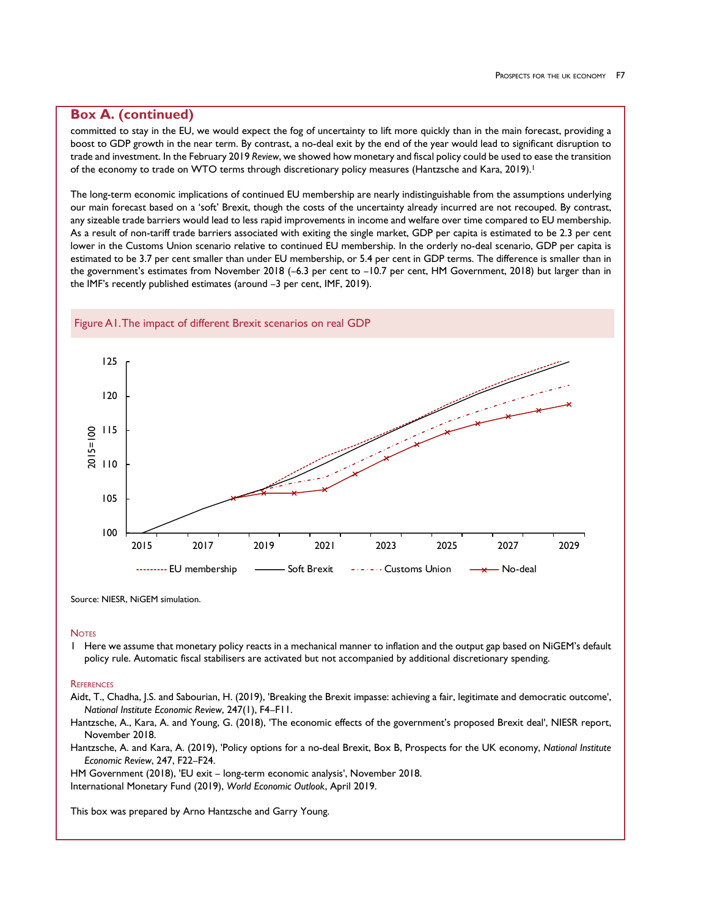## Box A. (continued)

committed to stay in the EU, we would expect the fog of uncertainty to lift more quickly than in the main forecast, providing a boost to GDP growth in the near term. By contrast, a no-deal exit by the end of the year would lead to significant disruption to trade and investment. In the February 2019 *Review*, we showed how monetary and fiscal policy could be used to ease the transition of the economy to trade on WTO terms through discretionary policy measures (Hantzsche and Kara, 2019).[1]

The long-term economic implications of continued EU membership are nearly indistinguishable from the assumptions underlying our main forecast based on a 'soft' Brexit, though the costs of the uncertainty already incurred are not recouped. By contrast, any sizeable trade barriers would lead to less rapid improvements in income and welfare over time compared to EU membership. As a result of non-tariff trade barriers associated with exiting the single market, GDP per capita is estimated to be 2.3 per cent lower in the Customs Union scenario relative to continued EU membership. In the orderly no-deal scenario, GDP per capita is estimated to be 3.7 per cent smaller than under EU membership, or 5.4 per cent in GDP terms. The difference is smaller than in the government's estimates from November 2018 (–6.3 per cent to –10.7 per cent, HM Government, 2018) but larger than in the IMF's recently published estimates (around –3 per cent, IMF, 2019).

Figure A1. The impact of different Brexit scenarios on real GDP

Source: NIESR, NiGEM simulation.

NOTES

1 Here we assume that monetary policy reacts in a mechanical manner to inflation and the output gap based on NiGEM's default policy rule. Automatic fiscal stabilisers are activated but not accompanied by additional discretionary spending.

REFERENCES

Aidt, T., Chadha, J.S. and Sabourian, H. (2019), 'Breaking the Brexit impasse: achieving a fair, legitimate and democratic outcome', *National Institute Economic Review*, 247(1), F4–F11.

Hantzsche, A., Kara, A. and Young, G. (2018), 'The economic effects of the government's proposed Brexit deal', NIESR report, November 2018.

Hantzsche, A. and Kara, A. (2019), 'Policy options for a no-deal Brexit, Box B, Prospects for the UK economy, *National Institute Economic Review*, 247, F22–F24.

HM Government (2018), 'EU exit – long-term economic analysis', November 2018.

International Monetary Fund (2019), *World Economic Outlook*, April 2019.

This box was prepared by Arno Hantzsche and Garry Young.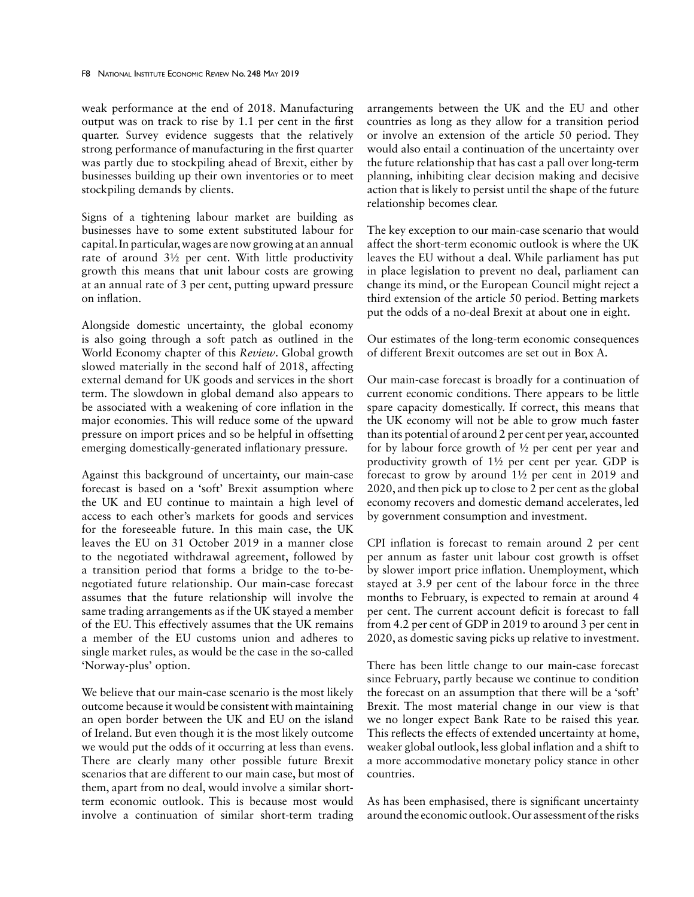weak performance at the end of 2018. Manufacturing output was on track to rise by 1.1 per cent in the first quarter. Survey evidence suggests that the relatively strong performance of manufacturing in the first quarter was partly due to stockpiling ahead of Brexit, either by businesses building up their own inventories or to meet stockpiling demands by clients.

Signs of a tightening labour market are building as businesses have to some extent substituted labour for capital. In particular, wages are now growing at an annual rate of around 3½ per cent. With little productivity growth this means that unit labour costs are growing at an annual rate of 3 per cent, putting upward pressure on inflation.

Alongside domestic uncertainty, the global economy is also going through a soft patch as outlined in the World Economy chapter of this *Review*. Global growth slowed materially in the second half of 2018, affecting external demand for UK goods and services in the short term. The slowdown in global demand also appears to be associated with a weakening of core inflation in the major economies. This will reduce some of the upward pressure on import prices and so be helpful in offsetting emerging domestically-generated inflationary pressure.

Against this background of uncertainty, our main-case forecast is based on a 'soft' Brexit assumption where the UK and EU continue to maintain a high level of access to each other's markets for goods and services for the foreseeable future. In this main case, the UK leaves the EU on 31 October 2019 in a manner close to the negotiated withdrawal agreement, followed by a transition period that forms a bridge to the to-be-negotiated future relationship. Our main-case forecast assumes that the future relationship will involve the same trading arrangements as if the UK stayed a member of the EU. This effectively assumes that the UK remains a member of the EU customs union and adheres to single market rules, as would be the case in the so-called 'Norway-plus' option.

We believe that our main-case scenario is the most likely outcome because it would be consistent with maintaining an open border between the UK and EU on the island of Ireland. But even though it is the most likely outcome we would put the odds of it occurring at less than evens. There are clearly many other possible future Brexit scenarios that are different to our main case, but most of them, apart from no deal, would involve a similar short-term economic outlook. This is because most would involve a continuation of similar short-term trading arrangements between the UK and the EU and other countries as long as they allow for a transition period or involve an extension of the article 50 period. They would also entail a continuation of the uncertainty over the future relationship that has cast a pall over long-term planning, inhibiting clear decision making and decisive action that is likely to persist until the shape of the future relationship becomes clear.

The key exception to our main-case scenario that would affect the short-term economic outlook is where the UK leaves the EU without a deal. While parliament has put in place legislation to prevent no deal, parliament can change its mind, or the European Council might reject a third extension of the article 50 period. Betting markets put the odds of a no-deal Brexit at about one in eight.

Our estimates of the long-term economic consequences of different Brexit outcomes are set out in Box A.

Our main-case forecast is broadly for a continuation of current economic conditions. There appears to be little spare capacity domestically. If correct, this means that the UK economy will not be able to grow much faster than its potential of around 2 per cent per year, accounted for by labour force growth of ½ per cent per year and productivity growth of 1½ per cent per year. GDP is forecast to grow by around 1½ per cent in 2019 and 2020, and then pick up to close to 2 per cent as the global economy recovers and domestic demand accelerates, led by government consumption and investment.

CPI inflation is forecast to remain around 2 per cent per annum as faster unit labour cost growth is offset by slower import price inflation. Unemployment, which stayed at 3.9 per cent of the labour force in the three months to February, is expected to remain at around 4 per cent. The current account deficit is forecast to fall from 4.2 per cent of GDP in 2019 to around 3 per cent in 2020, as domestic saving picks up relative to investment.

There has been little change to our main-case forecast since February, partly because we continue to condition the forecast on an assumption that there will be a 'soft' Brexit. The most material change in our view is that we no longer expect Bank Rate to be raised this year. This reflects the effects of extended uncertainty at home, weaker global outlook, less global inflation and a shift to a more accommodative monetary policy stance in other countries.

As has been emphasised, there is significant uncertainty around the economic outlook. Our assessment of the risks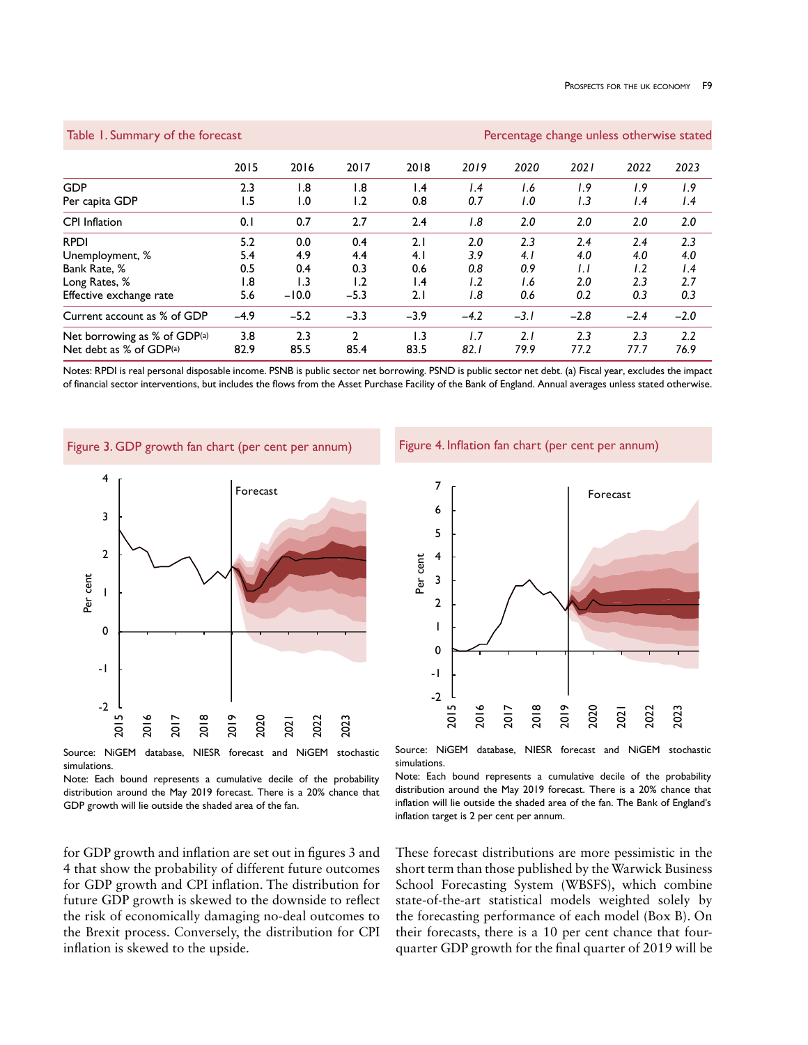Table 1. Summary of the forecast — Percentage change unless otherwise stated

| | 2015 | 2016 | 2017 | 2018 | *2019* | *2020* | *2021* | *2022* | *2023* |
|---|---|---|---|---|---|---|---|---|---|
| GDP | 2.3 | 1.8 | 1.8 | 1.4 | *1.4* | *1.6* | *1.9* | *1.9* | *1.9* |
| Per capita GDP | 1.5 | 1.0 | 1.2 | 0.8 | *0.7* | *1.0* | *1.3* | *1.4* | *1.4* |
| CPI Inflation | 0.1 | 0.7 | 2.7 | 2.4 | *1.8* | *2.0* | *2.0* | *2.0* | *2.0* |
| RPDI | 5.2 | 0.0 | 0.4 | 2.1 | *2.0* | *2.3* | *2.4* | *2.4* | *2.3* |
| Unemployment, % | 5.4 | 4.9 | 4.4 | 4.1 | *3.9* | *4.1* | *4.0* | *4.0* | *4.0* |
| Bank Rate, % | 0.5 | 0.4 | 0.3 | 0.6 | *0.8* | *0.9* | *1.1* | *1.2* | *1.4* |
| Long Rates, % | 1.8 | 1.3 | 1.2 | 1.4 | *1.2* | *1.6* | *2.0* | *2.3* | *2.7* |
| Effective exchange rate | 5.6 | −10.0 | −5.3 | 2.1 | *1.8* | *0.6* | *0.2* | *0.3* | *0.3* |
| Current account as % of GDP | −4.9 | −5.2 | −3.3 | −3.9 | *−4.2* | *−3.1* | *−2.8* | *−2.4* | *−2.0* |
| Net borrowing as % of GDP(a) | 3.8 | 2.3 | 2 | 1.3 | *1.7* | *2.1* | *2.3* | *2.3* | *2.2* |
| Net debt as % of GDP(a) | 82.9 | 85.5 | 85.4 | 83.5 | *82.1* | *79.9* | *77.2* | *77.7* | *76.9* |

Notes: RPDI is real personal disposable income. PSNB is public sector net borrowing. PSND is public sector net debt. (a) Fiscal year, excludes the impact of financial sector interventions, but includes the flows from the Asset Purchase Facility of the Bank of England. Annual averages unless stated otherwise.

Figure 3. GDP growth fan chart (per cent per annum)

Source: NiGEM database, NIESR forecast and NiGEM stochastic simulations.

Note: Each bound represents a cumulative decile of the probability distribution around the May 2019 forecast. There is a 20% chance that GDP growth will lie outside the shaded area of the fan.

Figure 4. Inflation fan chart (per cent per annum)

Source: NiGEM database, NIESR forecast and NiGEM stochastic simulations.

Note: Each bound represents a cumulative decile of the probability distribution around the May 2019 forecast. There is a 20% chance that inflation will lie outside the shaded area of the fan. The Bank of England's inflation target is 2 per cent per annum.

for GDP growth and inflation are set out in figures 3 and 4 that show the probability of different future outcomes for GDP growth and CPI inflation. The distribution for future GDP growth is skewed to the downside to reflect the risk of economically damaging no-deal outcomes to the Brexit process. Conversely, the distribution for CPI inflation is skewed to the upside.

These forecast distributions are more pessimistic in the short term than those published by the Warwick Business School Forecasting System (WBSFS), which combine state-of-the-art statistical models weighted solely by the forecasting performance of each model (Box B). On their forecasts, there is a 10 per cent chance that four-quarter GDP growth for the final quarter of 2019 will be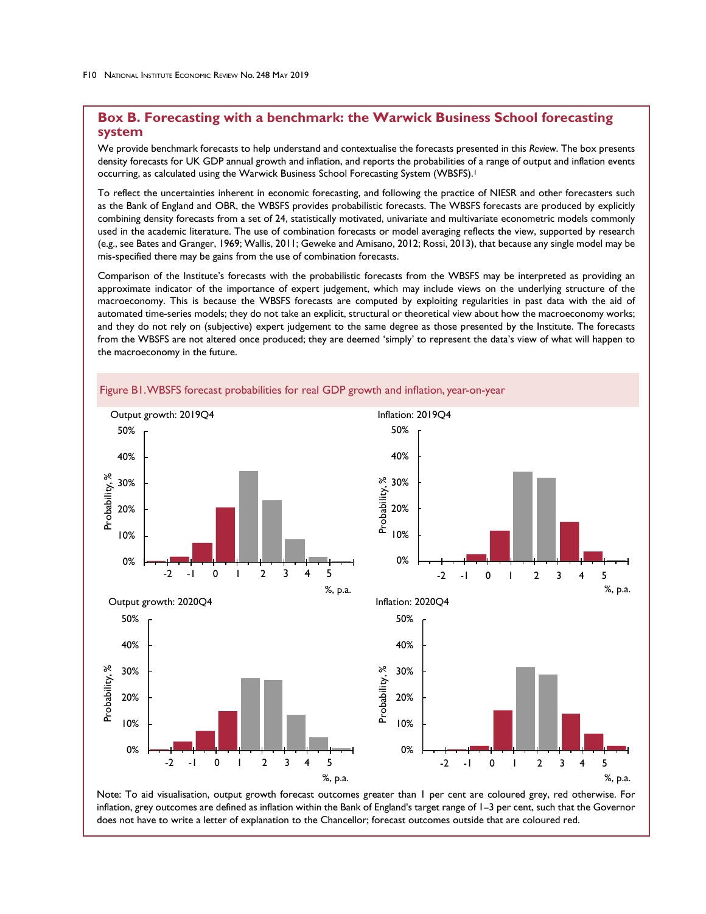## Box B. Forecasting with a benchmark: the Warwick Business School forecasting system

We provide benchmark forecasts to help understand and contextualise the forecasts presented in this *Review*. The box presents density forecasts for UK GDP annual growth and inflation, and reports the probabilities of a range of output and inflation events occurring, as calculated using the Warwick Business School Forecasting System (WBSFS).[1]

To reflect the uncertainties inherent in economic forecasting, and following the practice of NIESR and other forecasters such as the Bank of England and OBR, the WBSFS provides probabilistic forecasts. The WBSFS forecasts are produced by explicitly combining density forecasts from a set of 24, statistically motivated, univariate and multivariate econometric models commonly used in the academic literature. The use of combination forecasts or model averaging reflects the view, supported by research (e.g., see Bates and Granger, 1969; Wallis, 2011; Geweke and Amisano, 2012; Rossi, 2013), that because any single model may be mis-specified there may be gains from the use of combination forecasts.

Comparison of the Institute's forecasts with the probabilistic forecasts from the WBSFS may be interpreted as providing an approximate indicator of the importance of expert judgement, which may include views on the underlying structure of the macroeconomy. This is because the WBSFS forecasts are computed by exploiting regularities in past data with the aid of automated time-series models; they do not take an explicit, structural or theoretical view about how the macroeconomy works; and they do not rely on (subjective) expert judgement to the same degree as those presented by the Institute. The forecasts from the WBSFS are not altered once produced; they are deemed 'simply' to represent the data's view of what will happen to the macroeconomy in the future.

Figure B1. WBSFS forecast probabilities for real GDP growth and inflation, year-on-year

Note: To aid visualisation, output growth forecast outcomes greater than 1 per cent are coloured grey, red otherwise. For inflation, grey outcomes are defined as inflation within the Bank of England's target range of 1–3 per cent, such that the Governor does not have to write a letter of explanation to the Chancellor; forecast outcomes outside that are coloured red.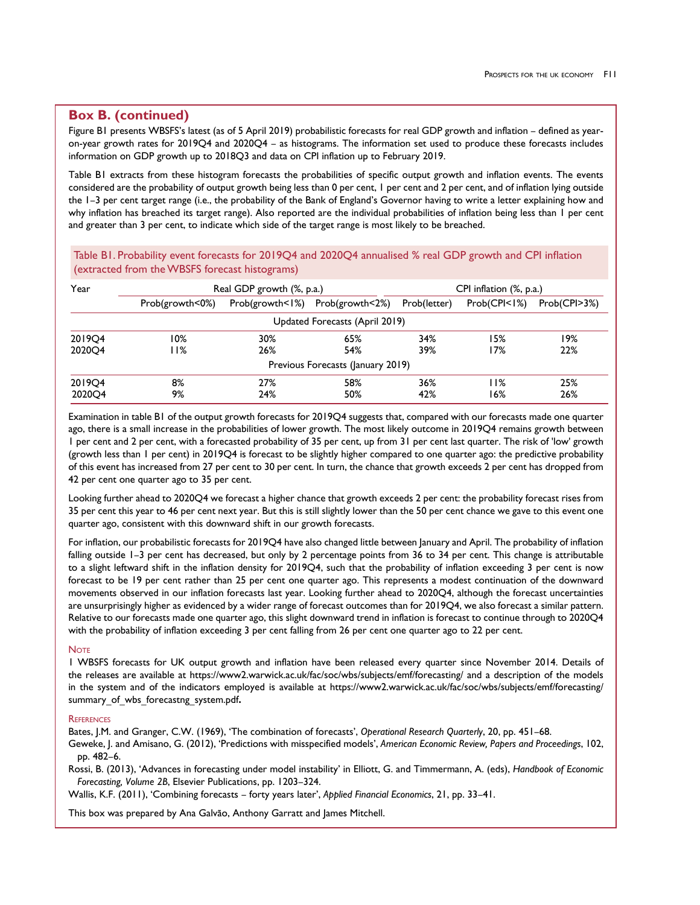## Box B. (continued)

Figure B1 presents WBSFS's latest (as of 5 April 2019) probabilistic forecasts for real GDP growth and inflation – defined as year-on-year growth rates for 2019Q4 and 2020Q4 – as histograms. The information set used to produce these forecasts includes information on GDP growth up to 2018Q3 and data on CPI inflation up to February 2019.

Table B1 extracts from these histogram forecasts the probabilities of specific output growth and inflation events. The events considered are the probability of output growth being less than 0 per cent, 1 per cent and 2 per cent, and of inflation lying outside the 1–3 per cent target range (i.e., the probability of the Bank of England's Governor having to write a letter explaining how and why inflation has breached its target range). Also reported are the individual probabilities of inflation being less than 1 per cent and greater than 3 per cent, to indicate which side of the target range is most likely to be breached.

Table B1. Probability event forecasts for 2019Q4 and 2020Q4 annualised % real GDP growth and CPI inflation (extracted from the WBSFS forecast histograms)

| Year | Real GDP growth (%, p.a.) | | | CPI inflation (%, p.a.) | | |
|---|---|---|---|---|---|---|
| | Prob(growth<0%) | Prob(growth<1%) | Prob(growth<2%) | Prob(letter) | Prob(CPI<1%) | Prob(CPI>3%) |
| | | | Updated Forecasts (April 2019) | | | |
| 2019Q4 | 10% | 30% | 65% | 34% | 15% | 19% |
| 2020Q4 | 11% | 26% | 54% | 39% | 17% | 22% |
| | | | Previous Forecasts (January 2019) | | | |
| 2019Q4 | 8% | 27% | 58% | 36% | 11% | 25% |
| 2020Q4 | 9% | 24% | 50% | 42% | 16% | 26% |

Examination in table B1 of the output growth forecasts for 2019Q4 suggests that, compared with our forecasts made one quarter ago, there is a small increase in the probabilities of lower growth. The most likely outcome in 2019Q4 remains growth between 1 per cent and 2 per cent, with a forecasted probability of 35 per cent, up from 31 per cent last quarter. The risk of 'low' growth (growth less than 1 per cent) in 2019Q4 is forecast to be slightly higher compared to one quarter ago: the predictive probability of this event has increased from 27 per cent to 30 per cent. In turn, the chance that growth exceeds 2 per cent has dropped from 42 per cent one quarter ago to 35 per cent.

Looking further ahead to 2020Q4 we forecast a higher chance that growth exceeds 2 per cent: the probability forecast rises from 35 per cent this year to 46 per cent next year. But this is still slightly lower than the 50 per cent chance we gave to this event one quarter ago, consistent with this downward shift in our growth forecasts.

For inflation, our probabilistic forecasts for 2019Q4 have also changed little between January and April. The probability of inflation falling outside 1–3 per cent has decreased, but only by 2 percentage points from 36 to 34 per cent. This change is attributable to a slight leftward shift in the inflation density for 2019Q4, such that the probability of inflation exceeding 3 per cent is now forecast to be 19 per cent rather than 25 per cent one quarter ago. This represents a modest continuation of the downward movements observed in our inflation forecasts last year. Looking further ahead to 2020Q4, although the forecast uncertainties are unsurprisingly higher as evidenced by a wider range of forecast outcomes than for 2019Q4, we also forecast a similar pattern. Relative to our forecasts made one quarter ago, this slight downward trend in inflation is forecast to continue through to 2020Q4 with the probability of inflation exceeding 3 per cent falling from 26 per cent one quarter ago to 22 per cent.

### Note

1 WBSFS forecasts for UK output growth and inflation have been released every quarter since November 2014. Details of the releases are available at https://www2.warwick.ac.uk/fac/soc/wbs/subjects/emf/forecasting/ and a description of the models in the system and of the indicators employed is available at https://www2.warwick.ac.uk/fac/soc/wbs/subjects/emf/forecasting/summary_of_wbs_forecastng_system.pdf**.**

### References

Bates, J.M. and Granger, C.W. (1969), 'The combination of forecasts', *Operational Research Quarterly*, 20, pp. 451–68.

Geweke, J. and Amisano, G. (2012), 'Predictions with misspecified models', *American Economic Review, Papers and Proceedings*, 102, pp. 482–6.

Rossi, B. (2013), 'Advances in forecasting under model instability' in Elliott, G. and Timmermann, A. (eds), *Handbook of Economic Forecasting, Volume 2B*, Elsevier Publications, pp. 1203–324.

Wallis, K.F. (2011), 'Combining forecasts – forty years later', *Applied Financial Economics*, 21, pp. 33–41.

This box was prepared by Ana Galvão, Anthony Garratt and James Mitchell.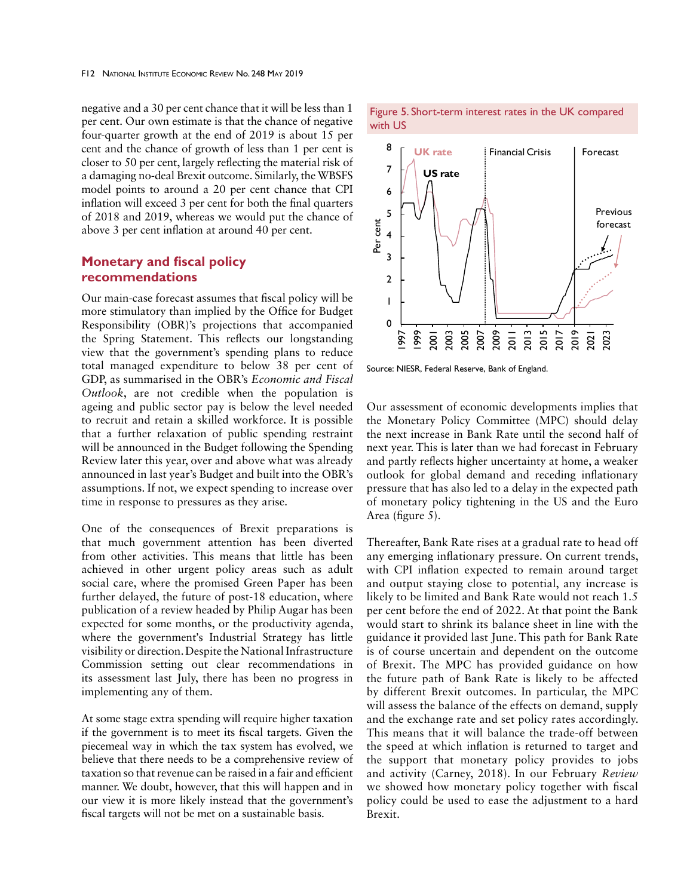negative and a 30 per cent chance that it will be less than 1 per cent. Our own estimate is that the chance of negative four-quarter growth at the end of 2019 is about 15 per cent and the chance of growth of less than 1 per cent is closer to 50 per cent, largely reflecting the material risk of a damaging no-deal Brexit outcome. Similarly, the WBSFS model points to around a 20 per cent chance that CPI inflation will exceed 3 per cent for both the final quarters of 2018 and 2019, whereas we would put the chance of above 3 per cent inflation at around 40 per cent.

## Monetary and fiscal policy recommendations

Our main-case forecast assumes that fiscal policy will be more stimulatory than implied by the Office for Budget Responsibility (OBR)'s projections that accompanied the Spring Statement. This reflects our longstanding view that the government's spending plans to reduce total managed expenditure to below 38 per cent of GDP, as summarised in the OBR's *Economic and Fiscal Outlook*, are not credible when the population is ageing and public sector pay is below the level needed to recruit and retain a skilled workforce. It is possible that a further relaxation of public spending restraint will be announced in the Budget following the Spending Review later this year, over and above what was already announced in last year's Budget and built into the OBR's assumptions. If not, we expect spending to increase over time in response to pressures as they arise.

One of the consequences of Brexit preparations is that much government attention has been diverted from other activities. This means that little has been achieved in other urgent policy areas such as adult social care, where the promised Green Paper has been further delayed, the future of post-18 education, where publication of a review headed by Philip Augar has been expected for some months, or the productivity agenda, where the government's Industrial Strategy has little visibility or direction. Despite the National Infrastructure Commission setting out clear recommendations in its assessment last July, there has been no progress in implementing any of them.

At some stage extra spending will require higher taxation if the government is to meet its fiscal targets. Given the piecemeal way in which the tax system has evolved, we believe that there needs to be a comprehensive review of taxation so that revenue can be raised in a fair and efficient manner. We doubt, however, that this will happen and in our view it is more likely instead that the government's fiscal targets will not be met on a sustainable basis.

Figure 5. Short-term interest rates in the UK compared with US

Source: NIESR, Federal Reserve, Bank of England.

Our assessment of economic developments implies that the Monetary Policy Committee (MPC) should delay the next increase in Bank Rate until the second half of next year. This is later than we had forecast in February and partly reflects higher uncertainty at home, a weaker outlook for global demand and receding inflationary pressure that has also led to a delay in the expected path of monetary policy tightening in the US and the Euro Area (figure 5).

Thereafter, Bank Rate rises at a gradual rate to head off any emerging inflationary pressure. On current trends, with CPI inflation expected to remain around target and output staying close to potential, any increase is likely to be limited and Bank Rate would not reach 1.5 per cent before the end of 2022. At that point the Bank would start to shrink its balance sheet in line with the guidance it provided last June. This path for Bank Rate is of course uncertain and dependent on the outcome of Brexit. The MPC has provided guidance on how the future path of Bank Rate is likely to be affected by different Brexit outcomes. In particular, the MPC will assess the balance of the effects on demand, supply and the exchange rate and set policy rates accordingly. This means that it will balance the trade-off between the speed at which inflation is returned to target and the support that monetary policy provides to jobs and activity (Carney, 2018). In our February *Review* we showed how monetary policy together with fiscal policy could be used to ease the adjustment to a hard Brexit.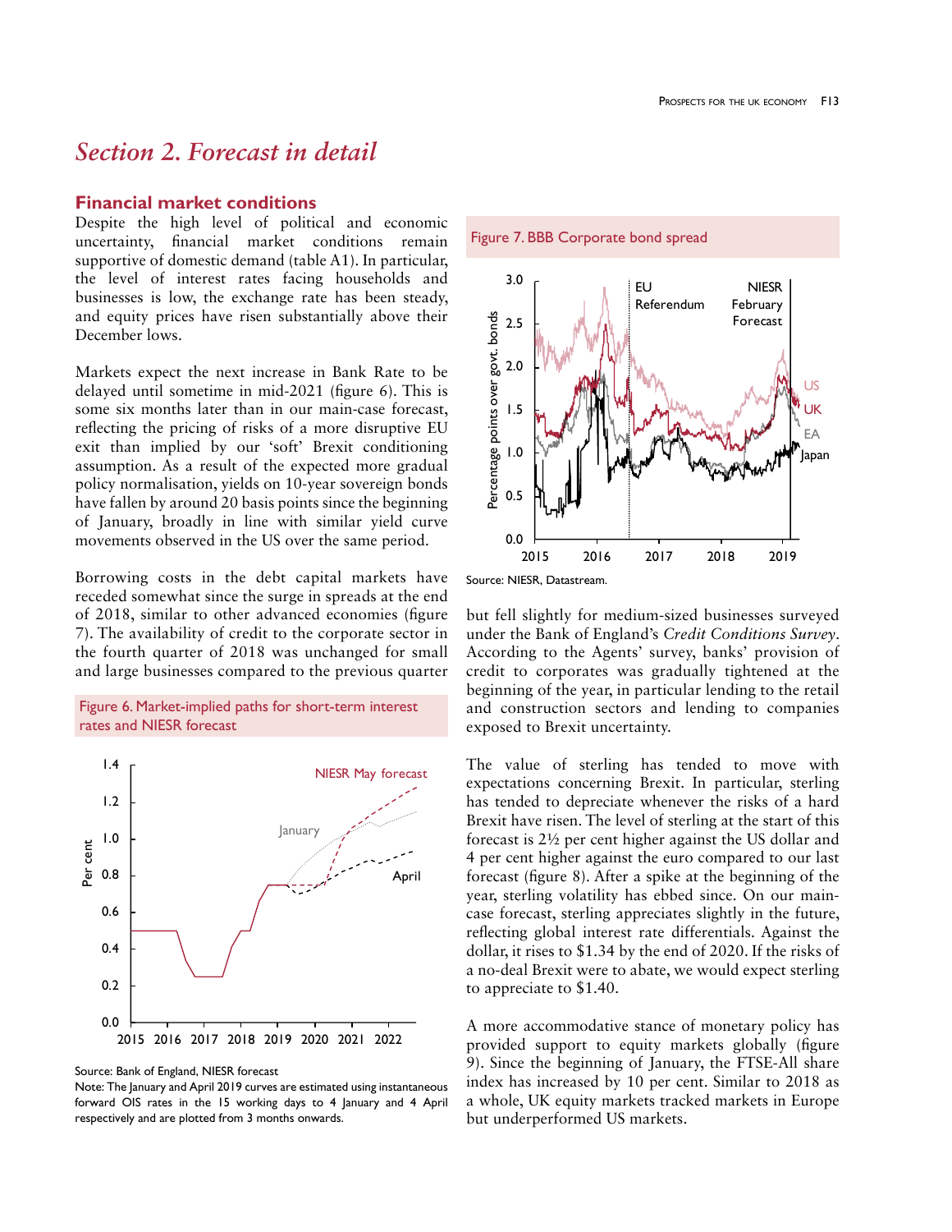# *Section 2. Forecast in detail*

## Financial market conditions

Despite the high level of political and economic uncertainty, financial market conditions remain supportive of domestic demand (table A1). In particular, the level of interest rates facing households and businesses is low, the exchange rate has been steady, and equity prices have risen substantially above their December lows.

Markets expect the next increase in Bank Rate to be delayed until sometime in mid-2021 (figure 6). This is some six months later than in our main-case forecast, reflecting the pricing of risks of a more disruptive EU exit than implied by our 'soft' Brexit conditioning assumption. As a result of the expected more gradual policy normalisation, yields on 10-year sovereign bonds have fallen by around 20 basis points since the beginning of January, broadly in line with similar yield curve movements observed in the US over the same period.

Borrowing costs in the debt capital markets have receded somewhat since the surge in spreads at the end of 2018, similar to other advanced economies (figure 7). The availability of credit to the corporate sector in the fourth quarter of 2018 was unchanged for small and large businesses compared to the previous quarter but fell slightly for medium-sized businesses surveyed under the Bank of England's *Credit Conditions Survey*. According to the Agents' survey, banks' provision of credit to corporates was gradually tightened at the beginning of the year, in particular lending to the retail and construction sectors and lending to companies exposed to Brexit uncertainty.

Figure 6. Market-implied paths for short-term interest rates and NIESR forecast

Source: Bank of England, NIESR forecast

Note: The January and April 2019 curves are estimated using instantaneous forward OIS rates in the 15 working days to 4 January and 4 April respectively and are plotted from 3 months onwards.

Figure 7. BBB Corporate bond spread

Source: NIESR, Datastream.

The value of sterling has tended to move with expectations concerning Brexit. In particular, sterling has tended to depreciate whenever the risks of a hard Brexit have risen. The level of sterling at the start of this forecast is 2½ per cent higher against the US dollar and 4 per cent higher against the euro compared to our last forecast (figure 8). After a spike at the beginning of the year, sterling volatility has ebbed since. On our main-case forecast, sterling appreciates slightly in the future, reflecting global interest rate differentials. Against the dollar, it rises to \$1.34 by the end of 2020. If the risks of a no-deal Brexit were to abate, we would expect sterling to appreciate to \$1.40.

A more accommodative stance of monetary policy has provided support to equity markets globally (figure 9). Since the beginning of January, the FTSE-All share index has increased by 10 per cent. Similar to 2018 as a whole, UK equity markets tracked markets in Europe but underperformed US markets.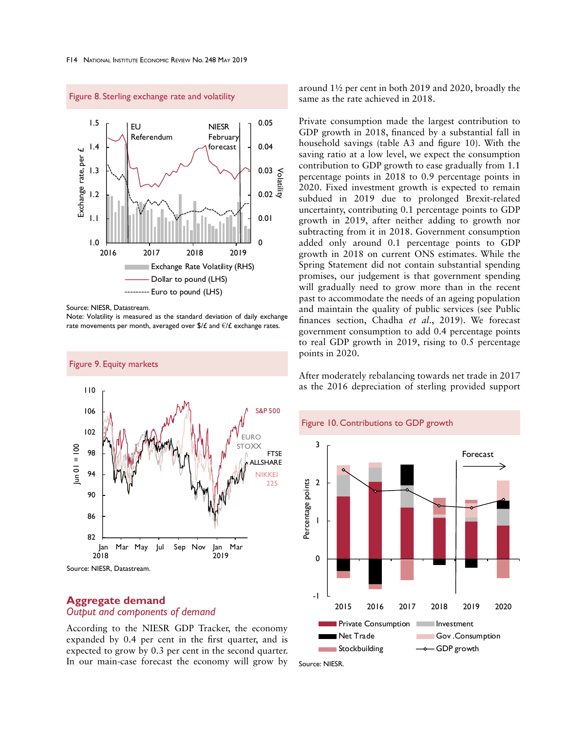Figure 8. Sterling exchange rate and volatility

Source: NIESR, Datastream.
Note: Volatility is measured as the standard deviation of daily exchange rate movements per month, averaged over $/£ and €/£ exchange rates.

Figure 9. Equity markets

Source: NIESR, Datastream.

## Aggregate demand

### *Output and components of demand*

According to the NIESR GDP Tracker, the economy expanded by 0.4 per cent in the first quarter, and is expected to grow by 0.3 per cent in the second quarter. In our main-case forecast the economy will grow by around 1½ per cent in both 2019 and 2020, broadly the same as the rate achieved in 2018.

Private consumption made the largest contribution to GDP growth in 2018, financed by a substantial fall in household savings (table A3 and figure 10). With the saving ratio at a low level, we expect the consumption contribution to GDP growth to ease gradually from 1.1 percentage points in 2018 to 0.9 percentage points in 2020. Fixed investment growth is expected to remain subdued in 2019 due to prolonged Brexit-related uncertainty, contributing 0.1 percentage points to GDP growth in 2019, after neither adding to growth nor subtracting from it in 2018. Government consumption added only around 0.1 percentage points to GDP growth in 2018 on current ONS estimates. While the Spring Statement did not contain substantial spending promises, our judgement is that government spending will gradually need to grow more than in the recent past to accommodate the needs of an ageing population and maintain the quality of public services (see Public finances section, Chadha *et al.*, 2019). We forecast government consumption to add 0.4 percentage points to real GDP growth in 2019, rising to 0.5 percentage points in 2020.

After moderately rebalancing towards net trade in 2017 as the 2016 depreciation of sterling provided support

Figure 10. Contributions to GDP growth

Source: NIESR.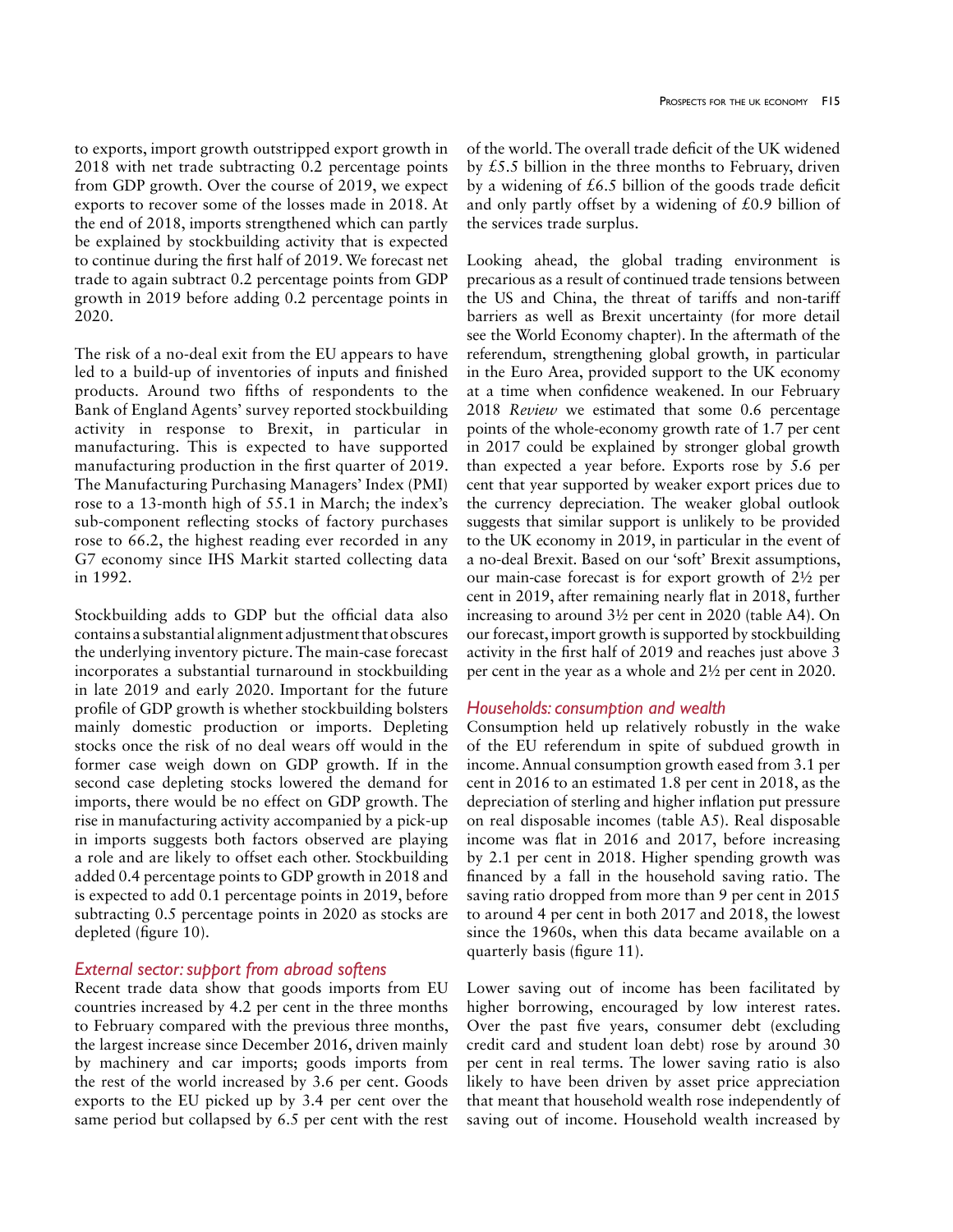to exports, import growth outstripped export growth in 2018 with net trade subtracting 0.2 percentage points from GDP growth. Over the course of 2019, we expect exports to recover some of the losses made in 2018. At the end of 2018, imports strengthened which can partly be explained by stockbuilding activity that is expected to continue during the first half of 2019. We forecast net trade to again subtract 0.2 percentage points from GDP growth in 2019 before adding 0.2 percentage points in 2020.

The risk of a no-deal exit from the EU appears to have led to a build-up of inventories of inputs and finished products. Around two fifths of respondents to the Bank of England Agents' survey reported stockbuilding activity in response to Brexit, in particular in manufacturing. This is expected to have supported manufacturing production in the first quarter of 2019. The Manufacturing Purchasing Managers' Index (PMI) rose to a 13-month high of 55.1 in March; the index's sub-component reflecting stocks of factory purchases rose to 66.2, the highest reading ever recorded in any G7 economy since IHS Markit started collecting data in 1992.

Stockbuilding adds to GDP but the official data also contains a substantial alignment adjustment that obscures the underlying inventory picture. The main-case forecast incorporates a substantial turnaround in stockbuilding in late 2019 and early 2020. Important for the future profile of GDP growth is whether stockbuilding bolsters mainly domestic production or imports. Depleting stocks once the risk of no deal wears off would in the former case weigh down on GDP growth. If in the second case depleting stocks lowered the demand for imports, there would be no effect on GDP growth. The rise in manufacturing activity accompanied by a pick-up in imports suggests both factors observed are playing a role and are likely to offset each other. Stockbuilding added 0.4 percentage points to GDP growth in 2018 and is expected to add 0.1 percentage points in 2019, before subtracting 0.5 percentage points in 2020 as stocks are depleted (figure 10).

### *External sector: support from abroad softens*

Recent trade data show that goods imports from EU countries increased by 4.2 per cent in the three months to February compared with the previous three months, the largest increase since December 2016, driven mainly by machinery and car imports; goods imports from the rest of the world increased by 3.6 per cent. Goods exports to the EU picked up by 3.4 per cent over the same period but collapsed by 6.5 per cent with the rest of the world. The overall trade deficit of the UK widened by £5.5 billion in the three months to February, driven by a widening of £6.5 billion of the goods trade deficit and only partly offset by a widening of £0.9 billion of the services trade surplus.

Looking ahead, the global trading environment is precarious as a result of continued trade tensions between the US and China, the threat of tariffs and non-tariff barriers as well as Brexit uncertainty (for more detail see the World Economy chapter). In the aftermath of the referendum, strengthening global growth, in particular in the Euro Area, provided support to the UK economy at a time when confidence weakened. In our February 2018 *Review* we estimated that some 0.6 percentage points of the whole-economy growth rate of 1.7 per cent in 2017 could be explained by stronger global growth than expected a year before. Exports rose by 5.6 per cent that year supported by weaker export prices due to the currency depreciation. The weaker global outlook suggests that similar support is unlikely to be provided to the UK economy in 2019, in particular in the event of a no-deal Brexit. Based on our 'soft' Brexit assumptions, our main-case forecast is for export growth of 2½ per cent in 2019, after remaining nearly flat in 2018, further increasing to around 3½ per cent in 2020 (table A4). On our forecast, import growth is supported by stockbuilding activity in the first half of 2019 and reaches just above 3 per cent in the year as a whole and 2½ per cent in 2020.

### *Households: consumption and wealth*

Consumption held up relatively robustly in the wake of the EU referendum in spite of subdued growth in income. Annual consumption growth eased from 3.1 per cent in 2016 to an estimated 1.8 per cent in 2018, as the depreciation of sterling and higher inflation put pressure on real disposable incomes (table A5). Real disposable income was flat in 2016 and 2017, before increasing by 2.1 per cent in 2018. Higher spending growth was financed by a fall in the household saving ratio. The saving ratio dropped from more than 9 per cent in 2015 to around 4 per cent in both 2017 and 2018, the lowest since the 1960s, when this data became available on a quarterly basis (figure 11).

Lower saving out of income has been facilitated by higher borrowing, encouraged by low interest rates. Over the past five years, consumer debt (excluding credit card and student loan debt) rose by around 30 per cent in real terms. The lower saving ratio is also likely to have been driven by asset price appreciation that meant that household wealth rose independently of saving out of income. Household wealth increased by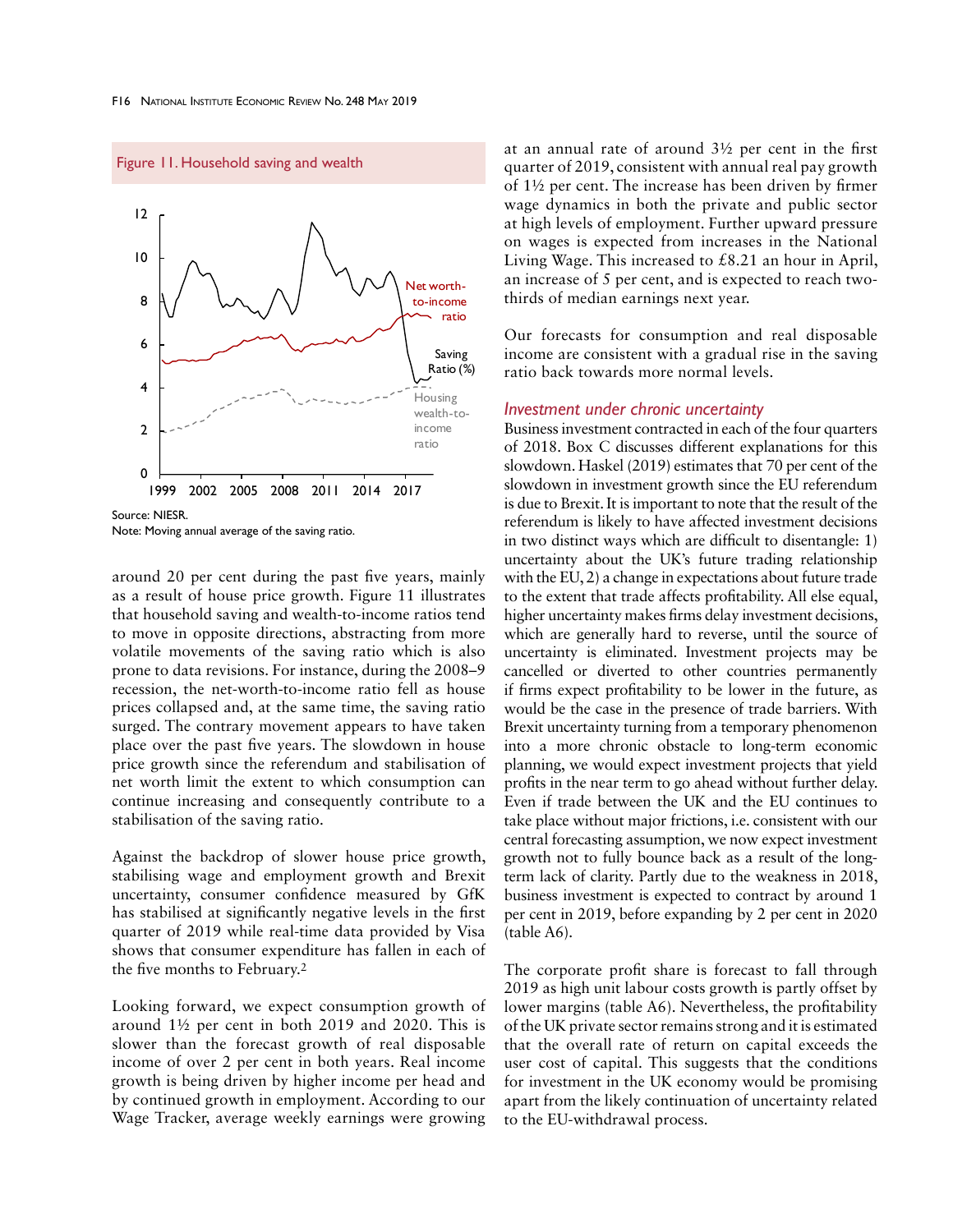Figure 11. Household saving and wealth

Source: NIESR.
Note: Moving annual average of the saving ratio.

around 20 per cent during the past five years, mainly as a result of house price growth. Figure 11 illustrates that household saving and wealth-to-income ratios tend to move in opposite directions, abstracting from more volatile movements of the saving ratio which is also prone to data revisions. For instance, during the 2008–9 recession, the net-worth-to-income ratio fell as house prices collapsed and, at the same time, the saving ratio surged. The contrary movement appears to have taken place over the past five years. The slowdown in house price growth since the referendum and stabilisation of net worth limit the extent to which consumption can continue increasing and consequently contribute to a stabilisation of the saving ratio.

Against the backdrop of slower house price growth, stabilising wage and employment growth and Brexit uncertainty, consumer confidence measured by GfK has stabilised at significantly negative levels in the first quarter of 2019 while real-time data provided by Visa shows that consumer expenditure has fallen in each of the five months to February.[2]

Looking forward, we expect consumption growth of around 1½ per cent in both 2019 and 2020. This is slower than the forecast growth of real disposable income of over 2 per cent in both years. Real income growth is being driven by higher income per head and by continued growth in employment. According to our Wage Tracker, average weekly earnings were growing at an annual rate of around 3½ per cent in the first quarter of 2019, consistent with annual real pay growth of 1½ per cent. The increase has been driven by firmer wage dynamics in both the private and public sector at high levels of employment. Further upward pressure on wages is expected from increases in the National Living Wage. This increased to £8.21 an hour in April, an increase of 5 per cent, and is expected to reach two-thirds of median earnings next year.

Our forecasts for consumption and real disposable income are consistent with a gradual rise in the saving ratio back towards more normal levels.

## *Investment under chronic uncertainty*

Business investment contracted in each of the four quarters of 2018. Box C discusses different explanations for this slowdown. Haskel (2019) estimates that 70 per cent of the slowdown in investment growth since the EU referendum is due to Brexit. It is important to note that the result of the referendum is likely to have affected investment decisions in two distinct ways which are difficult to disentangle: 1) uncertainty about the UK's future trading relationship with the EU, 2) a change in expectations about future trade to the extent that trade affects profitability. All else equal, higher uncertainty makes firms delay investment decisions, which are generally hard to reverse, until the source of uncertainty is eliminated. Investment projects may be cancelled or diverted to other countries permanently if firms expect profitability to be lower in the future, as would be the case in the presence of trade barriers. With Brexit uncertainty turning from a temporary phenomenon into a more chronic obstacle to long-term economic planning, we would expect investment projects that yield profits in the near term to go ahead without further delay. Even if trade between the UK and the EU continues to take place without major frictions, i.e. consistent with our central forecasting assumption, we now expect investment growth not to fully bounce back as a result of the long-term lack of clarity. Partly due to the weakness in 2018, business investment is expected to contract by around 1 per cent in 2019, before expanding by 2 per cent in 2020 (table A6).

The corporate profit share is forecast to fall through 2019 as high unit labour costs growth is partly offset by lower margins (table A6). Nevertheless, the profitability of the UK private sector remains strong and it is estimated that the overall rate of return on capital exceeds the user cost of capital. This suggests that the conditions for investment in the UK economy would be promising apart from the likely continuation of uncertainty related to the EU-withdrawal process.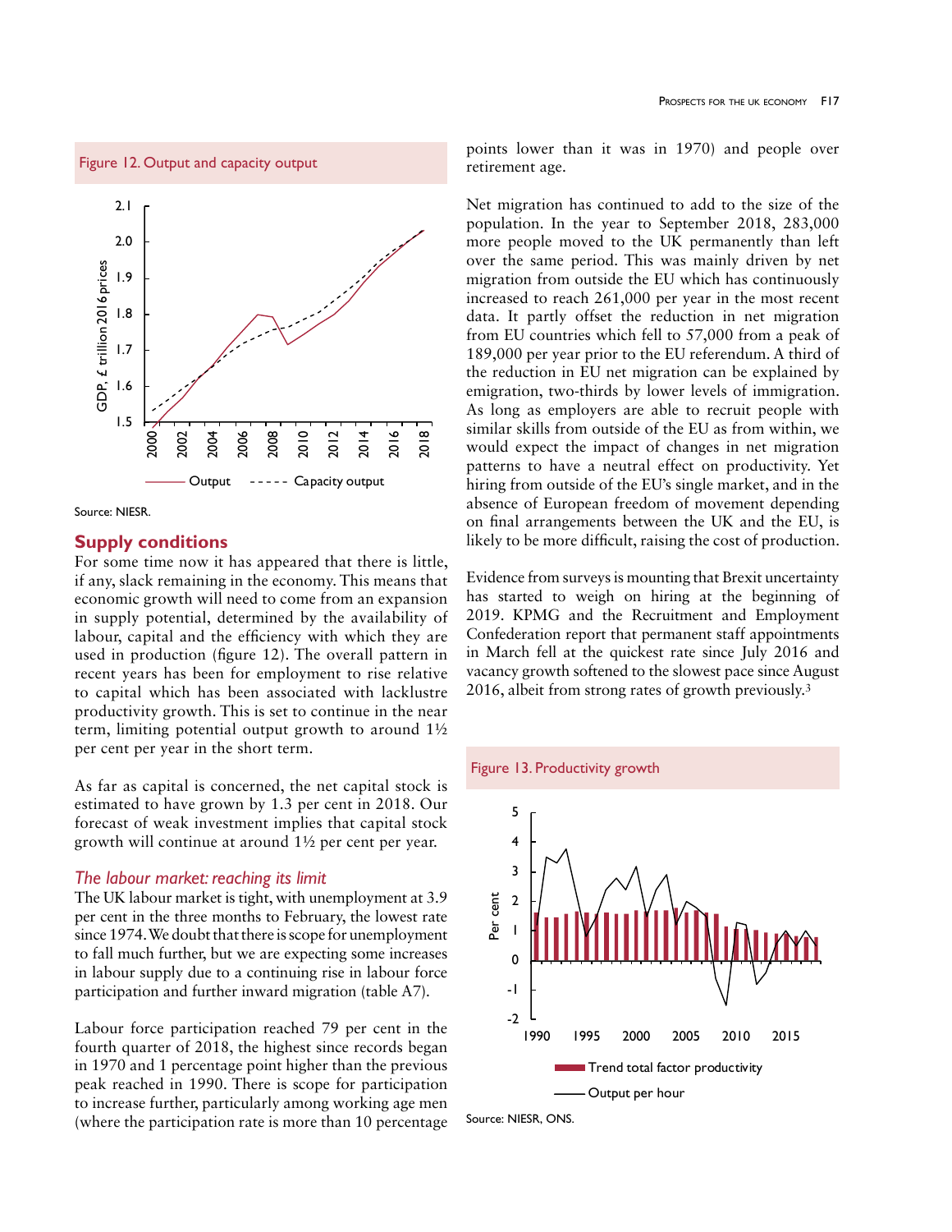Figure 12. Output and capacity output

Source: NIESR.

## Supply conditions

For some time now it has appeared that there is little, if any, slack remaining in the economy. This means that economic growth will need to come from an expansion in supply potential, determined by the availability of labour, capital and the efficiency with which they are used in production (figure 12). The overall pattern in recent years has been for employment to rise relative to capital which has been associated with lacklustre productivity growth. This is set to continue in the near term, limiting potential output growth to around 1½ per cent per year in the short term.

As far as capital is concerned, the net capital stock is estimated to have grown by 1.3 per cent in 2018. Our forecast of weak investment implies that capital stock growth will continue at around 1½ per cent per year.

### *The labour market: reaching its limit*

The UK labour market is tight, with unemployment at 3.9 per cent in the three months to February, the lowest rate since 1974. We doubt that there is scope for unemployment to fall much further, but we are expecting some increases in labour supply due to a continuing rise in labour force participation and further inward migration (table A7).

Labour force participation reached 79 per cent in the fourth quarter of 2018, the highest since records began in 1970 and 1 percentage point higher than the previous peak reached in 1990. There is scope for participation to increase further, particularly among working age men (where the participation rate is more than 10 percentage points lower than it was in 1970) and people over retirement age.

Net migration has continued to add to the size of the population. In the year to September 2018, 283,000 more people moved to the UK permanently than left over the same period. This was mainly driven by net migration from outside the EU which has continuously increased to reach 261,000 per year in the most recent data. It partly offset the reduction in net migration from EU countries which fell to 57,000 from a peak of 189,000 per year prior to the EU referendum. A third of the reduction in EU net migration can be explained by emigration, two-thirds by lower levels of immigration. As long as employers are able to recruit people with similar skills from outside of the EU as from within, we would expect the impact of changes in net migration patterns to have a neutral effect on productivity. Yet hiring from outside of the EU's single market, and in the absence of European freedom of movement depending on final arrangements between the UK and the EU, is likely to be more difficult, raising the cost of production.

Evidence from surveys is mounting that Brexit uncertainty has started to weigh on hiring at the beginning of 2019. KPMG and the Recruitment and Employment Confederation report that permanent staff appointments in March fell at the quickest rate since July 2016 and vacancy growth softened to the slowest pace since August 2016, albeit from strong rates of growth previously.[3]

Figure 13. Productivity growth

Source: NIESR, ONS.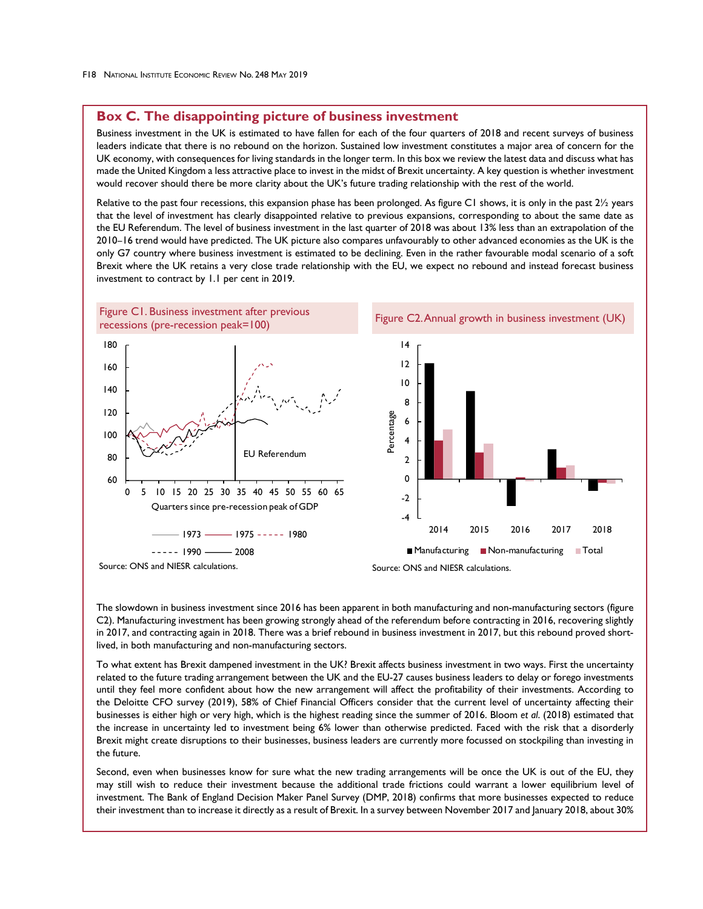## Box C. The disappointing picture of business investment

Business investment in the UK is estimated to have fallen for each of the four quarters of 2018 and recent surveys of business leaders indicate that there is no rebound on the horizon. Sustained low investment constitutes a major area of concern for the UK economy, with consequences for living standards in the longer term. In this box we review the latest data and discuss what has made the United Kingdom a less attractive place to invest in the midst of Brexit uncertainty. A key question is whether investment would recover should there be more clarity about the UK's future trading relationship with the rest of the world.

Relative to the past four recessions, this expansion phase has been prolonged. As figure C1 shows, it is only in the past 2½ years that the level of investment has clearly disappointed relative to previous expansions, corresponding to about the same date as the EU Referendum. The level of business investment in the last quarter of 2018 was about 13% less than an extrapolation of the 2010–16 trend would have predicted. The UK picture also compares unfavourably to other advanced economies as the UK is the only G7 country where business investment is estimated to be declining. Even in the rather favourable modal scenario of a soft Brexit where the UK retains a very close trade relationship with the EU, we expect no rebound and instead forecast business investment to contract by 1.1 per cent in 2019.

Figure C1. Business investment after previous recessions (pre-recession peak=100)

Source: ONS and NIESR calculations.

Figure C2. Annual growth in business investment (UK)

Source: ONS and NIESR calculations.

The slowdown in business investment since 2016 has been apparent in both manufacturing and non-manufacturing sectors (figure C2). Manufacturing investment has been growing strongly ahead of the referendum before contracting in 2016, recovering slightly in 2017, and contracting again in 2018. There was a brief rebound in business investment in 2017, but this rebound proved short-lived, in both manufacturing and non-manufacturing sectors.

To what extent has Brexit dampened investment in the UK? Brexit affects business investment in two ways. First the uncertainty related to the future trading arrangement between the UK and the EU-27 causes business leaders to delay or forego investments until they feel more confident about how the new arrangement will affect the profitability of their investments. According to the Deloitte CFO survey (2019), 58% of Chief Financial Officers consider that the current level of uncertainty affecting their businesses is either high or very high, which is the highest reading since the summer of 2016. Bloom *et al.* (2018) estimated that the increase in uncertainty led to investment being 6% lower than otherwise predicted. Faced with the risk that a disorderly Brexit might create disruptions to their businesses, business leaders are currently more focussed on stockpiling than investing in the future.

Second, even when businesses know for sure what the new trading arrangements will be once the UK is out of the EU, they may still wish to reduce their investment because the additional trade frictions could warrant a lower equilibrium level of investment. The Bank of England Decision Maker Panel Survey (DMP, 2018) confirms that more businesses expected to reduce their investment than to increase it directly as a result of Brexit. In a survey between November 2017 and January 2018, about 30%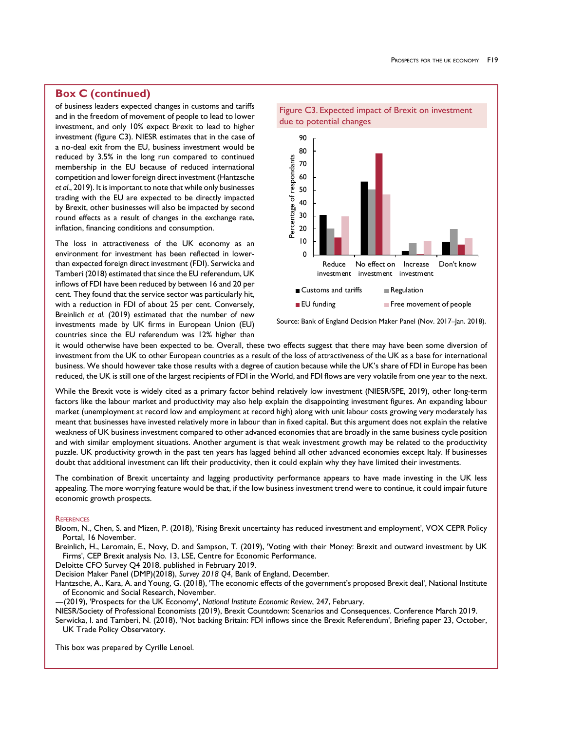## Box C (continued)

of business leaders expected changes in customs and tariffs and in the freedom of movement of people to lead to lower investment, and only 10% expect Brexit to lead to higher investment (figure C3). NIESR estimates that in the case of a no-deal exit from the EU, business investment would be reduced by 3.5% in the long run compared to continued membership in the EU because of reduced international competition and lower foreign direct investment (Hantzsche *et al*., 2019). It is important to note that while only businesses trading with the EU are expected to be directly impacted by Brexit, other businesses will also be impacted by second round effects as a result of changes in the exchange rate, inflation, financing conditions and consumption.

Figure C3. Expected impact of Brexit on investment due to potential changes

Source: Bank of England Decision Maker Panel (Nov. 2017–Jan. 2018).

The loss in attractiveness of the UK economy as an environment for investment has been reflected in lower-than expected foreign direct investment (FDI). Serwicka and Tamberi (2018) estimated that since the EU referendum, UK inflows of FDI have been reduced by between 16 and 20 per cent. They found that the service sector was particularly hit, with a reduction in FDI of about 25 per cent. Conversely, Breinlich *et al.* (2019) estimated that the number of new investments made by UK firms in European Union (EU) countries since the EU referendum was 12% higher than it would otherwise have been expected to be. Overall, these two effects suggest that there may have been some diversion of investment from the UK to other European countries as a result of the loss of attractiveness of the UK as a base for international business. We should however take those results with a degree of caution because while the UK's share of FDI in Europe has been reduced, the UK is still one of the largest recipients of FDI in the World, and FDI flows are very volatile from one year to the next.

While the Brexit vote is widely cited as a primary factor behind relatively low investment (NIESR/SPE, 2019), other long-term factors like the labour market and productivity may also help explain the disappointing investment figures. An expanding labour market (unemployment at record low and employment at record high) along with unit labour costs growing very moderately has meant that businesses have invested relatively more in labour than in fixed capital. But this argument does not explain the relative weakness of UK business investment compared to other advanced economies that are broadly in the same business cycle position and with similar employment situations. Another argument is that weak investment growth may be related to the productivity puzzle. UK productivity growth in the past ten years has lagged behind all other advanced economies except Italy. If businesses doubt that additional investment can lift their productivity, then it could explain why they have limited their investments.

The combination of Brexit uncertainty and lagging productivity performance appears to have made investing in the UK less appealing. The more worrying feature would be that, if the low business investment trend were to continue, it could impair future economic growth prospects.

### References

Bloom, N., Chen, S. and Mizen, P. (2018), 'Rising Brexit uncertainty has reduced investment and employment', VOX CEPR Policy Portal, 16 November.

Breinlich, H., Leromain, E., Novy, D. and Sampson, T. (2019), 'Voting with their Money: Brexit and outward investment by UK Firms', CEP Brexit analysis No. 13, LSE, Centre for Economic Performance.

Deloitte CFO Survey Q4 2018, published in February 2019.

Decision Maker Panel (DMP)(2018), *Survey 2018 Q4*, Bank of England, December.

Hantzsche, A., Kara, A. and Young, G. (2018), 'The economic effects of the government's proposed Brexit deal', National Institute of Economic and Social Research, November.

—(2019), 'Prospects for the UK Economy', *National Institute Economic Review*, 247, February.

NIESR/Society of Professional Economists (2019), Brexit Countdown: Scenarios and Consequences. Conference March 2019.

Serwicka, I. and Tamberi, N. (2018), 'Not backing Britain: FDI inflows since the Brexit Referendum', Briefing paper 23, October, UK Trade Policy Observatory.

This box was prepared by Cyrille Lenoel.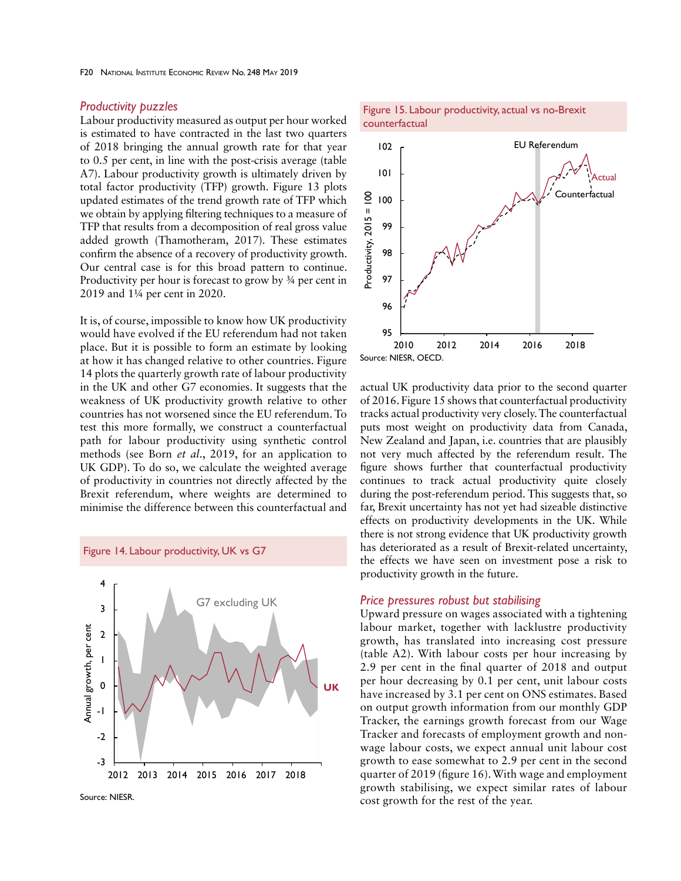### *Productivity puzzles*

Labour productivity measured as output per hour worked is estimated to have contracted in the last two quarters of 2018 bringing the annual growth rate for that year to 0.5 per cent, in line with the post-crisis average (table A7). Labour productivity growth is ultimately driven by total factor productivity (TFP) growth. Figure 13 plots updated estimates of the trend growth rate of TFP which we obtain by applying filtering techniques to a measure of TFP that results from a decomposition of real gross value added growth (Thamotheram, 2017). These estimates confirm the absence of a recovery of productivity growth. Our central case is for this broad pattern to continue. Productivity per hour is forecast to grow by ¾ per cent in 2019 and 1¼ per cent in 2020.

It is, of course, impossible to know how UK productivity would have evolved if the EU referendum had not taken place. But it is possible to form an estimate by looking at how it has changed relative to other countries. Figure 14 plots the quarterly growth rate of labour productivity in the UK and other G7 economies. It suggests that the weakness of UK productivity growth relative to other countries has not worsened since the EU referendum. To test this more formally, we construct a counterfactual path for labour productivity using synthetic control methods (see Born *et al*., 2019, for an application to UK GDP). To do so, we calculate the weighted average of productivity in countries not directly affected by the Brexit referendum, where weights are determined to minimise the difference between this counterfactual and actual UK productivity data prior to the second quarter of 2016. Figure 15 shows that counterfactual productivity tracks actual productivity very closely. The counterfactual puts most weight on productivity data from Canada, New Zealand and Japan, i.e. countries that are plausibly not very much affected by the referendum result. The figure shows further that counterfactual productivity continues to track actual productivity quite closely during the post-referendum period. This suggests that, so far, Brexit uncertainty has not yet had sizeable distinctive effects on productivity developments in the UK. While there is not strong evidence that UK productivity growth has deteriorated as a result of Brexit-related uncertainty, the effects we have seen on investment pose a risk to productivity growth in the future.

Figure 14. Labour productivity, UK vs G7

Source: NIESR.

Figure 15. Labour productivity, actual vs no-Brexit counterfactual

Source: NIESR, OECD.

### *Price pressures robust but stabilising*

Upward pressure on wages associated with a tightening labour market, together with lacklustre productivity growth, has translated into increasing cost pressure (table A2). With labour costs per hour increasing by 2.9 per cent in the final quarter of 2018 and output per hour decreasing by 0.1 per cent, unit labour costs have increased by 3.1 per cent on ONS estimates. Based on output growth information from our monthly GDP Tracker, the earnings growth forecast from our Wage Tracker and forecasts of employment growth and non-wage labour costs, we expect annual unit labour cost growth to ease somewhat to 2.9 per cent in the second quarter of 2019 (figure 16). With wage and employment growth stabilising, we expect similar rates of labour cost growth for the rest of the year.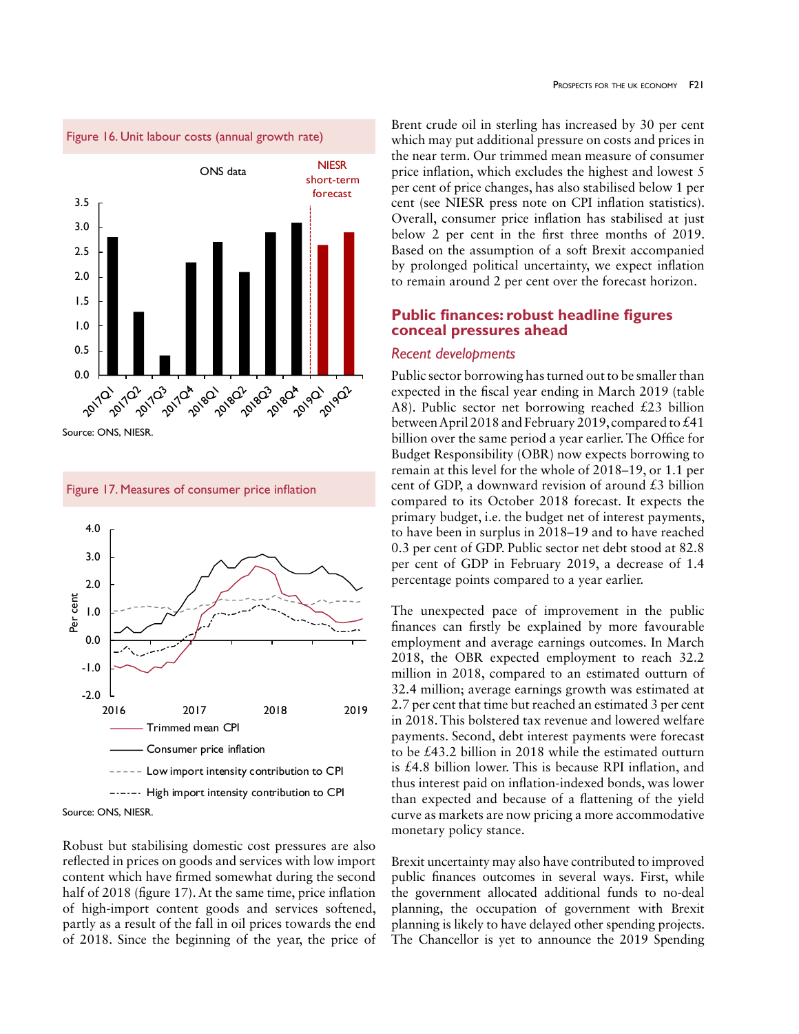Figure 16. Unit labour costs (annual growth rate)

Source: ONS, NIESR.

Figure 17. Measures of consumer price inflation

Source: ONS, NIESR.

Robust but stabilising domestic cost pressures are also reflected in prices on goods and services with low import content which have firmed somewhat during the second half of 2018 (figure 17). At the same time, price inflation of high-import content goods and services softened, partly as a result of the fall in oil prices towards the end of 2018. Since the beginning of the year, the price of Brent crude oil in sterling has increased by 30 per cent which may put additional pressure on costs and prices in the near term. Our trimmed mean measure of consumer price inflation, which excludes the highest and lowest 5 per cent of price changes, has also stabilised below 1 per cent (see NIESR press note on CPI inflation statistics). Overall, consumer price inflation has stabilised at just below 2 per cent in the first three months of 2019. Based on the assumption of a soft Brexit accompanied by prolonged political uncertainty, we expect inflation to remain around 2 per cent over the forecast horizon.

## Public finances: robust headline figures conceal pressures ahead

### *Recent developments*

Public sector borrowing has turned out to be smaller than expected in the fiscal year ending in March 2019 (table A8). Public sector net borrowing reached £23 billion between April 2018 and February 2019, compared to £41 billion over the same period a year earlier. The Office for Budget Responsibility (OBR) now expects borrowing to remain at this level for the whole of 2018–19, or 1.1 per cent of GDP, a downward revision of around £3 billion compared to its October 2018 forecast. It expects the primary budget, i.e. the budget net of interest payments, to have been in surplus in 2018–19 and to have reached 0.3 per cent of GDP. Public sector net debt stood at 82.8 per cent of GDP in February 2019, a decrease of 1.4 percentage points compared to a year earlier.

The unexpected pace of improvement in the public finances can firstly be explained by more favourable employment and average earnings outcomes. In March 2018, the OBR expected employment to reach 32.2 million in 2018, compared to an estimated outturn of 32.4 million; average earnings growth was estimated at 2.7 per cent that time but reached an estimated 3 per cent in 2018. This bolstered tax revenue and lowered welfare payments. Second, debt interest payments were forecast to be £43.2 billion in 2018 while the estimated outturn is £4.8 billion lower. This is because RPI inflation, and thus interest paid on inflation-indexed bonds, was lower than expected and because of a flattening of the yield curve as markets are now pricing a more accommodative monetary policy stance.

Brexit uncertainty may also have contributed to improved public finances outcomes in several ways. First, while the government allocated additional funds to no-deal planning, the occupation of government with Brexit planning is likely to have delayed other spending projects. The Chancellor is yet to announce the 2019 Spending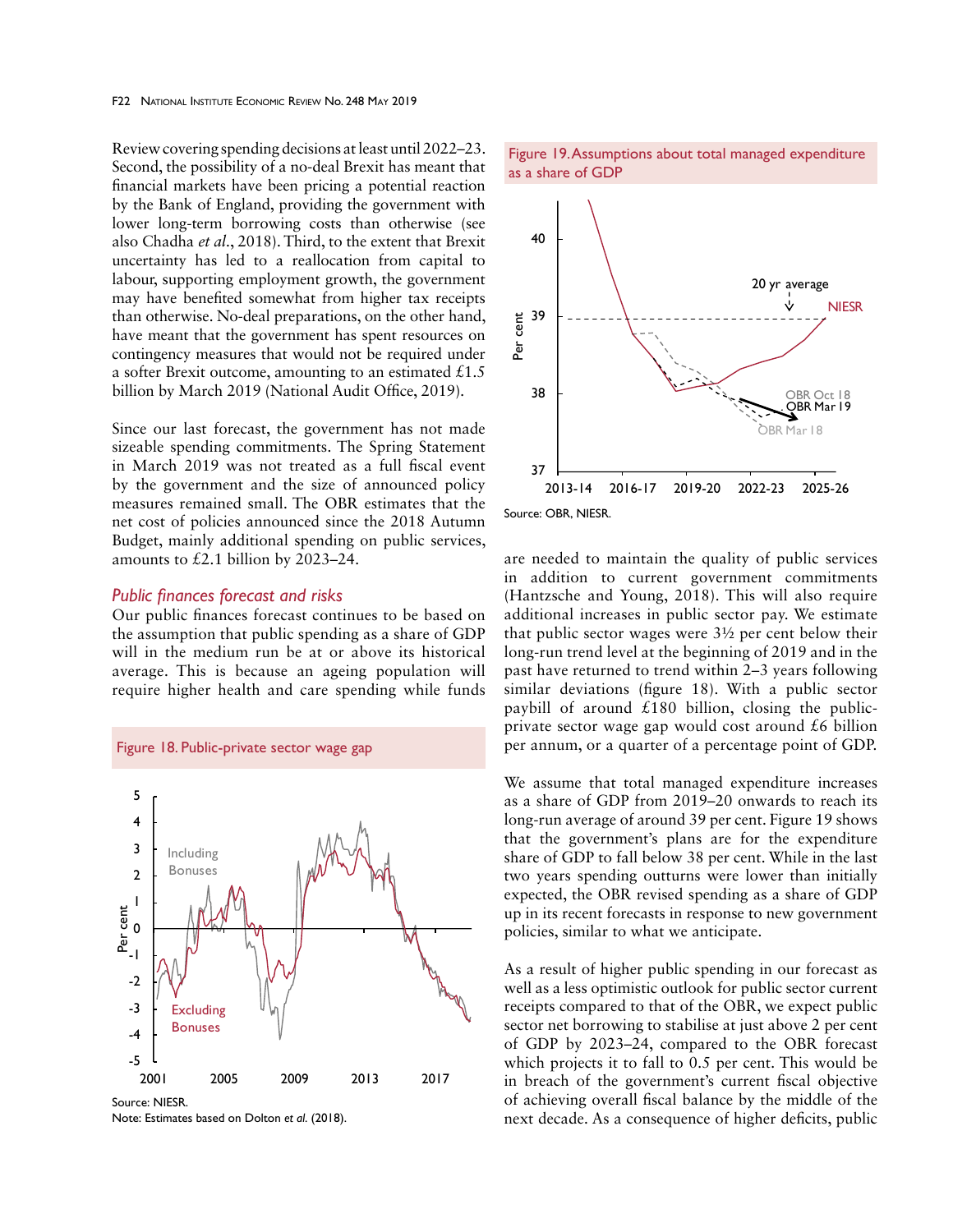Review covering spending decisions at least until 2022–23. Second, the possibility of a no-deal Brexit has meant that financial markets have been pricing a potential reaction by the Bank of England, providing the government with lower long-term borrowing costs than otherwise (see also Chadha *et al*., 2018). Third, to the extent that Brexit uncertainty has led to a reallocation from capital to labour, supporting employment growth, the government may have benefited somewhat from higher tax receipts than otherwise. No-deal preparations, on the other hand, have meant that the government has spent resources on contingency measures that would not be required under a softer Brexit outcome, amounting to an estimated £1.5 billion by March 2019 (National Audit Office, 2019).

Since our last forecast, the government has not made sizeable spending commitments. The Spring Statement in March 2019 was not treated as a full fiscal event by the government and the size of announced policy measures remained small. The OBR estimates that the net cost of policies announced since the 2018 Autumn Budget, mainly additional spending on public services, amounts to £2.1 billion by 2023–24.

### *Public finances forecast and risks*

Our public finances forecast continues to be based on the assumption that public spending as a share of GDP will in the medium run be at or above its historical average. This is because an ageing population will require higher health and care spending while funds are needed to maintain the quality of public services in addition to current government commitments (Hantzsche and Young, 2018). This will also require additional increases in public sector pay. We estimate that public sector wages were 3½ per cent below their long-run trend level at the beginning of 2019 and in the past have returned to trend within 2–3 years following similar deviations (figure 18). With a public sector paybill of around £180 billion, closing the public-private sector wage gap would cost around £6 billion per annum, or a quarter of a percentage point of GDP.

Figure 18. Public-private sector wage gap

Source: NIESR.
Note: Estimates based on Dolton *et al*. (2018).

Figure 19. Assumptions about total managed expenditure as a share of GDP

Source: OBR, NIESR.

We assume that total managed expenditure increases as a share of GDP from 2019–20 onwards to reach its long-run average of around 39 per cent. Figure 19 shows that the government's plans are for the expenditure share of GDP to fall below 38 per cent. While in the last two years spending outturns were lower than initially expected, the OBR revised spending as a share of GDP up in its recent forecasts in response to new government policies, similar to what we anticipate.

As a result of higher public spending in our forecast as well as a less optimistic outlook for public sector current receipts compared to that of the OBR, we expect public sector net borrowing to stabilise at just above 2 per cent of GDP by 2023–24, compared to the OBR forecast which projects it to fall to 0.5 per cent. This would be in breach of the government's current fiscal objective of achieving overall fiscal balance by the middle of the next decade. As a consequence of higher deficits, public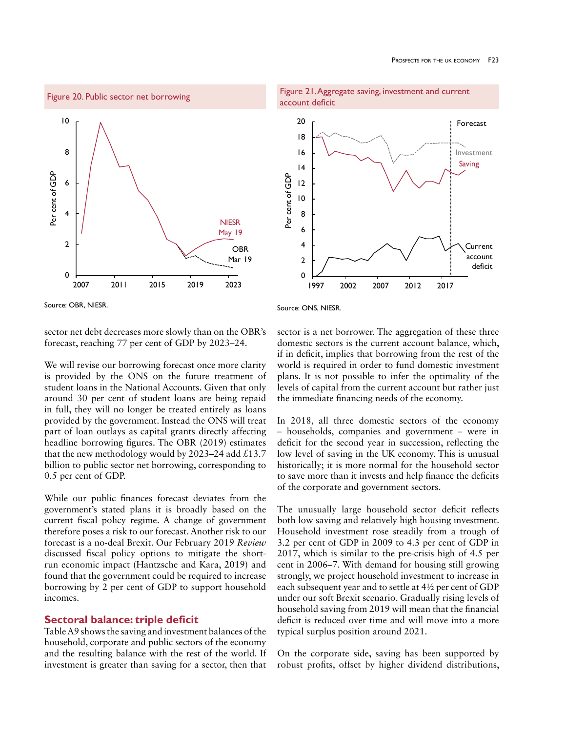Figure 20. Public sector net borrowing

Source: OBR, NIESR.

Figure 21. Aggregate saving, investment and current account deficit

Source: ONS, NIESR.

sector net debt decreases more slowly than on the OBR's forecast, reaching 77 per cent of GDP by 2023–24.

We will revise our borrowing forecast once more clarity is provided by the ONS on the future treatment of student loans in the National Accounts. Given that only around 30 per cent of student loans are being repaid in full, they will no longer be treated entirely as loans provided by the government. Instead the ONS will treat part of loan outlays as capital grants directly affecting headline borrowing figures. The OBR (2019) estimates that the new methodology would by 2023–24 add £13.7 billion to public sector net borrowing, corresponding to 0.5 per cent of GDP.

While our public finances forecast deviates from the government's stated plans it is broadly based on the current fiscal policy regime. A change of government therefore poses a risk to our forecast. Another risk to our forecast is a no-deal Brexit. Our February 2019 *Review* discussed fiscal policy options to mitigate the short-run economic impact (Hantzsche and Kara, 2019) and found that the government could be required to increase borrowing by 2 per cent of GDP to support household incomes.

## Sectoral balance: triple deficit

Table A9 shows the saving and investment balances of the household, corporate and public sectors of the economy and the resulting balance with the rest of the world. If investment is greater than saving for a sector, then that sector is a net borrower. The aggregation of these three domestic sectors is the current account balance, which, if in deficit, implies that borrowing from the rest of the world is required in order to fund domestic investment plans. It is not possible to infer the optimality of the levels of capital from the current account but rather just the immediate financing needs of the economy.

In 2018, all three domestic sectors of the economy – households, companies and government – were in deficit for the second year in succession, reflecting the low level of saving in the UK economy. This is unusual historically; it is more normal for the household sector to save more than it invests and help finance the deficits of the corporate and government sectors.

The unusually large household sector deficit reflects both low saving and relatively high housing investment. Household investment rose steadily from a trough of 3.2 per cent of GDP in 2009 to 4.3 per cent of GDP in 2017, which is similar to the pre-crisis high of 4.5 per cent in 2006–7. With demand for housing still growing strongly, we project household investment to increase in each subsequent year and to settle at 4½ per cent of GDP under our soft Brexit scenario. Gradually rising levels of household saving from 2019 will mean that the financial deficit is reduced over time and will move into a more typical surplus position around 2021.

On the corporate side, saving has been supported by robust profits, offset by higher dividend distributions,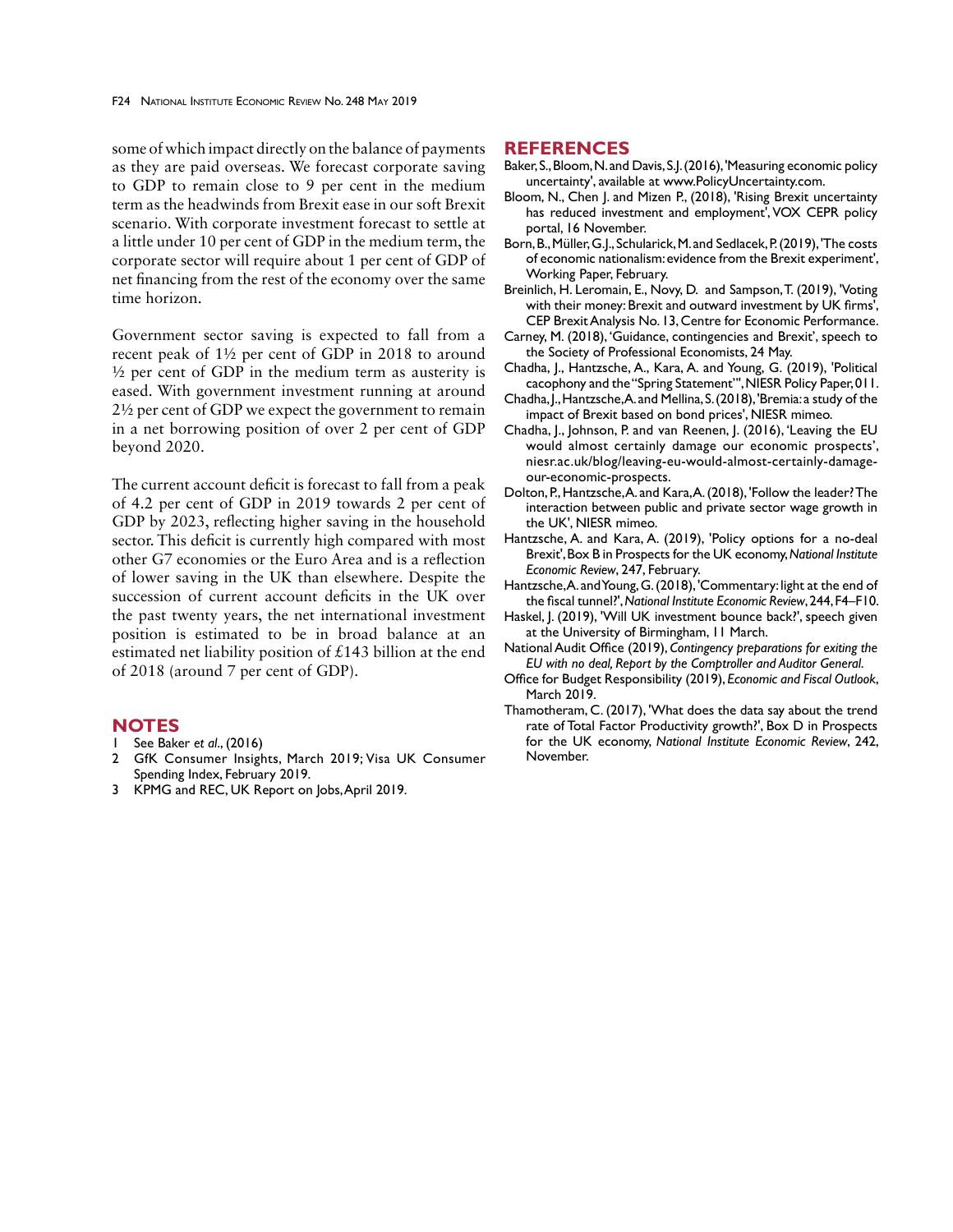some of which impact directly on the balance of payments as they are paid overseas. We forecast corporate saving to GDP to remain close to 9 per cent in the medium term as the headwinds from Brexit ease in our soft Brexit scenario. With corporate investment forecast to settle at a little under 10 per cent of GDP in the medium term, the corporate sector will require about 1 per cent of GDP of net financing from the rest of the economy over the same time horizon.

Government sector saving is expected to fall from a recent peak of 1½ per cent of GDP in 2018 to around ½ per cent of GDP in the medium term as austerity is eased. With government investment running at around 2½ per cent of GDP we expect the government to remain in a net borrowing position of over 2 per cent of GDP beyond 2020.

The current account deficit is forecast to fall from a peak of 4.2 per cent of GDP in 2019 towards 2 per cent of GDP by 2023, reflecting higher saving in the household sector. This deficit is currently high compared with most other G7 economies or the Euro Area and is a reflection of lower saving in the UK than elsewhere. Despite the succession of current account deficits in the UK over the past twenty years, the net international investment position is estimated to be in broad balance at an estimated net liability position of £143 billion at the end of 2018 (around 7 per cent of GDP).

## NOTES

1 See Baker *et al*., (2016)
2 GfK Consumer Insights, March 2019; Visa UK Consumer Spending Index, February 2019.
3 KPMG and REC, UK Report on Jobs, April 2019.

## REFERENCES

Baker, S., Bloom, N. and Davis, S.J. (2016), 'Measuring economic policy uncertainty', available at www.PolicyUncertainty.com.

Bloom, N., Chen J. and Mizen P., (2018), 'Rising Brexit uncertainty has reduced investment and employment', VOX CEPR policy portal, 16 November.

Born, B., Müller, G.J., Schularick, M. and Sedlacek, P. (2019), 'The costs of economic nationalism: evidence from the Brexit experiment', Working Paper, February.

Breinlich, H. Leromain, E., Novy, D. and Sampson, T. (2019), 'Voting with their money: Brexit and outward investment by UK firms', CEP Brexit Analysis No. 13, Centre for Economic Performance.

Carney, M. (2018), 'Guidance, contingencies and Brexit', speech to the Society of Professional Economists, 24 May.

Chadha, J., Hantzsche, A., Kara, A. and Young, G. (2019), 'Political cacophony and the "Spring Statement"', NIESR Policy Paper, 011.

Chadha, J., Hantzsche, A. and Mellina, S. (2018), 'Bremia: a study of the impact of Brexit based on bond prices', NIESR mimeo.

Chadha, J., Johnson, P. and van Reenen, J. (2016), 'Leaving the EU would almost certainly damage our economic prospects', niesr.ac.uk/blog/leaving-eu-would-almost-certainly-damage-our-economic-prospects.

Dolton, P., Hantzsche, A. and Kara, A. (2018), 'Follow the leader? The interaction between public and private sector wage growth in the UK', NIESR mimeo.

Hantzsche, A. and Kara, A. (2019), 'Policy options for a no-deal Brexit', Box B in Prospects for the UK economy, *National Institute Economic Review*, 247, February.

Hantzsche, A. and Young, G. (2018), 'Commentary: light at the end of the fiscal tunnel?', *National Institute Economic Review*, 244, F4–F10.

Haskel, J. (2019), 'Will UK investment bounce back?', speech given at the University of Birmingham, 11 March.

National Audit Office (2019), *Contingency preparations for exiting the EU with no deal, Report by the Comptroller and Auditor General.*

Office for Budget Responsibility (2019), *Economic and Fiscal Outlook*, March 2019.

Thamotheram, C. (2017), 'What does the data say about the trend rate of Total Factor Productivity growth?', Box D in Prospects for the UK economy, *National Institute Economic Review*, 242, November.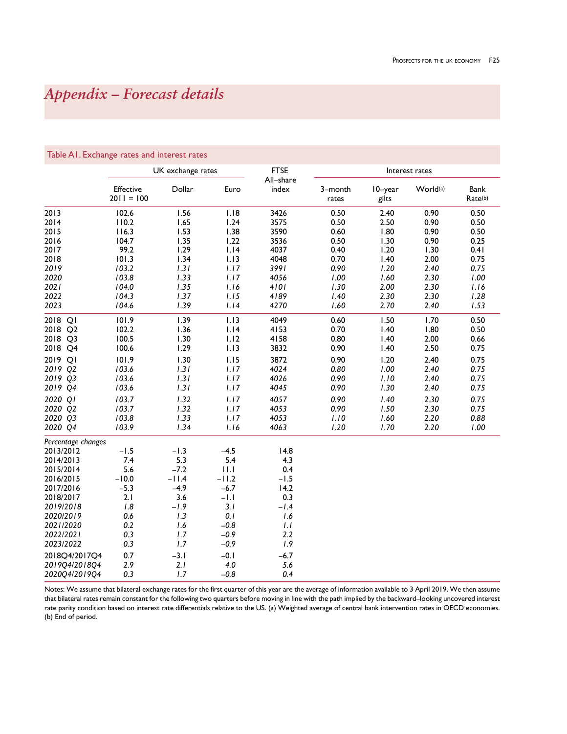# Appendix – Forecast details

## Table A1. Exchange rates and interest rates

| | UK exchange rates | | | FTSE All–share index | Interest rates | | | |
|---|---|---|---|---|---|---|---|---|
| | Effective 2011 = 100 | Dollar | Euro | | 3–month rates | 10–year gilts | World(a) | Bank Rate(b) |
| 2013 | 102.6 | 1.56 | 1.18 | 3426 | 0.50 | 2.40 | 0.90 | 0.50 |
| 2014 | 110.2 | 1.65 | 1.24 | 3575 | 0.50 | 2.50 | 0.90 | 0.50 |
| 2015 | 116.3 | 1.53 | 1.38 | 3590 | 0.60 | 1.80 | 0.90 | 0.50 |
| 2016 | 104.7 | 1.35 | 1.22 | 3536 | 0.50 | 1.30 | 0.90 | 0.25 |
| 2017 | 99.2 | 1.29 | 1.14 | 4037 | 0.40 | 1.20 | 1.30 | 0.41 |
| 2018 | 101.3 | 1.34 | 1.13 | 4048 | 0.70 | 1.40 | 2.00 | 0.75 |
| *2019* | *103.2* | *1.31* | *1.17* | *3991* | *0.90* | *1.20* | *2.40* | *0.75* |
| *2020* | *103.8* | *1.33* | *1.17* | *4056* | *1.00* | *1.60* | *2.30* | *1.00* |
| *2021* | *104.0* | *1.35* | *1.16* | *4101* | *1.30* | *2.00* | *2.30* | *1.16* |
| *2022* | *104.3* | *1.37* | *1.15* | *4189* | *1.40* | *2.30* | *2.30* | *1.28* |
| *2023* | *104.6* | *1.39* | *1.14* | *4270* | *1.60* | *2.70* | *2.40* | *1.53* |
| 2018 Q1 | 101.9 | 1.39 | 1.13 | 4049 | 0.60 | 1.50 | 1.70 | 0.50 |
| 2018 Q2 | 102.2 | 1.36 | 1.14 | 4153 | 0.70 | 1.40 | 1.80 | 0.50 |
| 2018 Q3 | 100.5 | 1.30 | 1.12 | 4158 | 0.80 | 1.40 | 2.00 | 0.66 |
| 2018 Q4 | 100.6 | 1.29 | 1.13 | 3832 | 0.90 | 1.40 | 2.50 | 0.75 |
| 2019 Q1 | 101.9 | 1.30 | 1.15 | 3872 | 0.90 | 1.20 | 2.40 | 0.75 |
| *2019 Q2* | *103.6* | *1.31* | *1.17* | *4024* | *0.80* | *1.00* | *2.40* | *0.75* |
| *2019 Q3* | *103.6* | *1.31* | *1.17* | *4026* | *0.90* | *1.10* | *2.40* | *0.75* |
| *2019 Q4* | *103.6* | *1.31* | *1.17* | *4045* | *0.90* | *1.30* | *2.40* | *0.75* |
| *2020 Q1* | *103.7* | *1.32* | *1.17* | *4057* | *0.90* | *1.40* | *2.30* | *0.75* |
| *2020 Q2* | *103.7* | *1.32* | *1.17* | *4053* | *0.90* | *1.50* | *2.30* | *0.75* |
| *2020 Q3* | *103.8* | *1.33* | *1.17* | *4053* | *1.10* | *1.60* | *2.20* | *0.88* |
| *2020 Q4* | *103.9* | *1.34* | *1.16* | *4063* | *1.20* | *1.70* | *2.20* | *1.00* |
| *Percentage changes* | | | | | | | | |
| 2013/2012 | −1.5 | −1.3 | −4.5 | 14.8 | | | | |
| 2014/2013 | 7.4 | 5.3 | 5.4 | 4.3 | | | | |
| 2015/2014 | 5.6 | −7.2 | 11.1 | 0.4 | | | | |
| 2016/2015 | −10.0 | −11.4 | −11.2 | −1.5 | | | | |
| 2017/2016 | −5.3 | −4.9 | −6.7 | 14.2 | | | | |
| 2018/2017 | 2.1 | 3.6 | −1.1 | 0.3 | | | | |
| *2019/2018* | *1.8* | *−1.9* | *3.1* | *−1.4* | | | | |
| *2020/2019* | *0.6* | *1.3* | *0.1* | *1.6* | | | | |
| *2021/2020* | *0.2* | *1.6* | *−0.8* | *1.1* | | | | |
| *2022/2021* | *0.3* | *1.7* | *−0.9* | *2.2* | | | | |
| *2023/2022* | *0.3* | *1.7* | *−0.9* | *1.9* | | | | |
| 2018Q4/2017Q4 | 0.7 | −3.1 | −0.1 | −6.7 | | | | |
| *2019Q4/2018Q4* | *2.9* | *2.1* | *4.0* | *5.6* | | | | |
| *2020Q4/2019Q4* | *0.3* | *1.7* | *−0.8* | *0.4* | | | | |

Notes: We assume that bilateral exchange rates for the first quarter of this year are the average of information available to 3 April 2019. We then assume that bilateral rates remain constant for the following two quarters before moving in line with the path implied by the backward–looking uncovered interest rate parity condition based on interest rate differentials relative to the US. (a) Weighted average of central bank intervention rates in OECD economies. (b) End of period.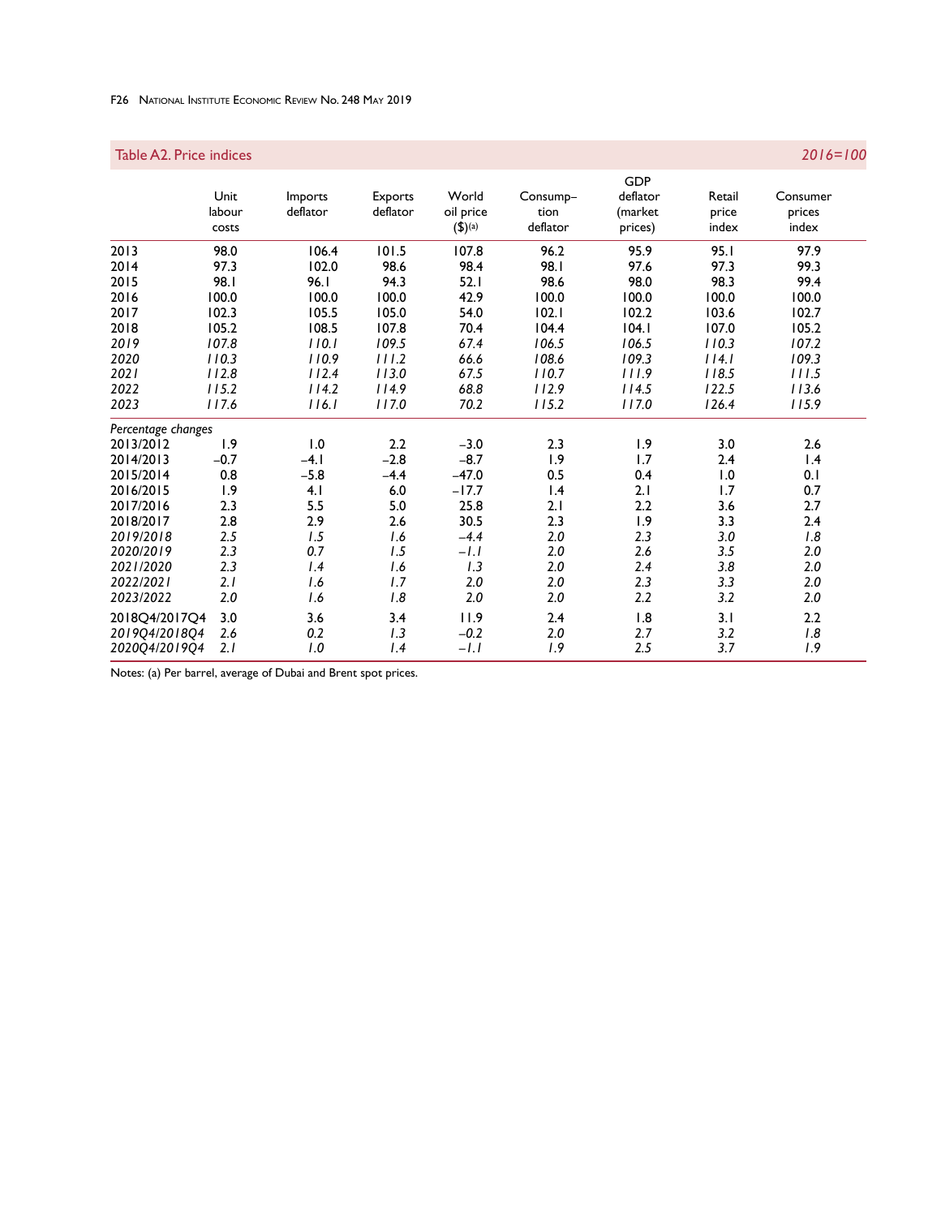## Table A2. Price indices

*2016=100*

| | Unit labour costs | Imports deflator | Exports deflator | World oil price ($)(a) | Consumption deflator | GDP deflator (market prices) | Retail price index | Consumer prices index |
|---|---|---|---|---|---|---|---|---|
| 2013 | 98.0 | 106.4 | 101.5 | 107.8 | 96.2 | 95.9 | 95.1 | 97.9 |
| 2014 | 97.3 | 102.0 | 98.6 | 98.4 | 98.1 | 97.6 | 97.3 | 99.3 |
| 2015 | 98.1 | 96.1 | 94.3 | 52.1 | 98.6 | 98.0 | 98.3 | 99.4 |
| 2016 | 100.0 | 100.0 | 100.0 | 42.9 | 100.0 | 100.0 | 100.0 | 100.0 |
| 2017 | 102.3 | 105.5 | 105.0 | 54.0 | 102.1 | 102.2 | 103.6 | 102.7 |
| 2018 | 105.2 | 108.5 | 107.8 | 70.4 | 104.4 | 104.1 | 107.0 | 105.2 |
| *2019* | *107.8* | *110.1* | *109.5* | *67.4* | *106.5* | *106.5* | *110.3* | *107.2* |
| *2020* | *110.3* | *110.9* | *111.2* | *66.6* | *108.6* | *109.3* | *114.1* | *109.3* |
| *2021* | *112.8* | *112.4* | *113.0* | *67.5* | *110.7* | *111.9* | *118.5* | *111.5* |
| *2022* | *115.2* | *114.2* | *114.9* | *68.8* | *112.9* | *114.5* | *122.5* | *113.6* |
| *2023* | *117.6* | *116.1* | *117.0* | *70.2* | *115.2* | *117.0* | *126.4* | *115.9* |
| *Percentage changes* | | | | | | | | |
| 2013/2012 | 1.9 | 1.0 | 2.2 | −3.0 | 2.3 | 1.9 | 3.0 | 2.6 |
| 2014/2013 | −0.7 | −4.1 | −2.8 | −8.7 | 1.9 | 1.7 | 2.4 | 1.4 |
| 2015/2014 | 0.8 | −5.8 | −4.4 | −47.0 | 0.5 | 0.4 | 1.0 | 0.1 |
| 2016/2015 | 1.9 | 4.1 | 6.0 | −17.7 | 1.4 | 2.1 | 1.7 | 0.7 |
| 2017/2016 | 2.3 | 5.5 | 5.0 | 25.8 | 2.1 | 2.2 | 3.6 | 2.7 |
| 2018/2017 | 2.8 | 2.9 | 2.6 | 30.5 | 2.3 | 1.9 | 3.3 | 2.4 |
| *2019/2018* | *2.5* | *1.5* | *1.6* | *−4.4* | *2.0* | *2.3* | *3.0* | *1.8* |
| *2020/2019* | *2.3* | *0.7* | *1.5* | *−1.1* | *2.0* | *2.6* | *3.5* | *2.0* |
| *2021/2020* | *2.3* | *1.4* | *1.6* | *1.3* | *2.0* | *2.4* | *3.8* | *2.0* |
| *2022/2021* | *2.1* | *1.6* | *1.7* | *2.0* | *2.0* | *2.3* | *3.3* | *2.0* |
| *2023/2022* | *2.0* | *1.6* | *1.8* | *2.0* | *2.0* | *2.2* | *3.2* | *2.0* |
| 2018Q4/2017Q4 | 3.0 | 3.6 | 3.4 | 11.9 | 2.4 | 1.8 | 3.1 | 2.2 |
| *2019Q4/2018Q4* | *2.6* | *0.2* | *1.3* | *−0.2* | *2.0* | *2.7* | *3.2* | *1.8* |
| *2020Q4/2019Q4* | *2.1* | *1.0* | *1.4* | *−1.1* | *1.9* | *2.5* | *3.7* | *1.9* |

Notes: (a) Per barrel, average of Dubai and Brent spot prices.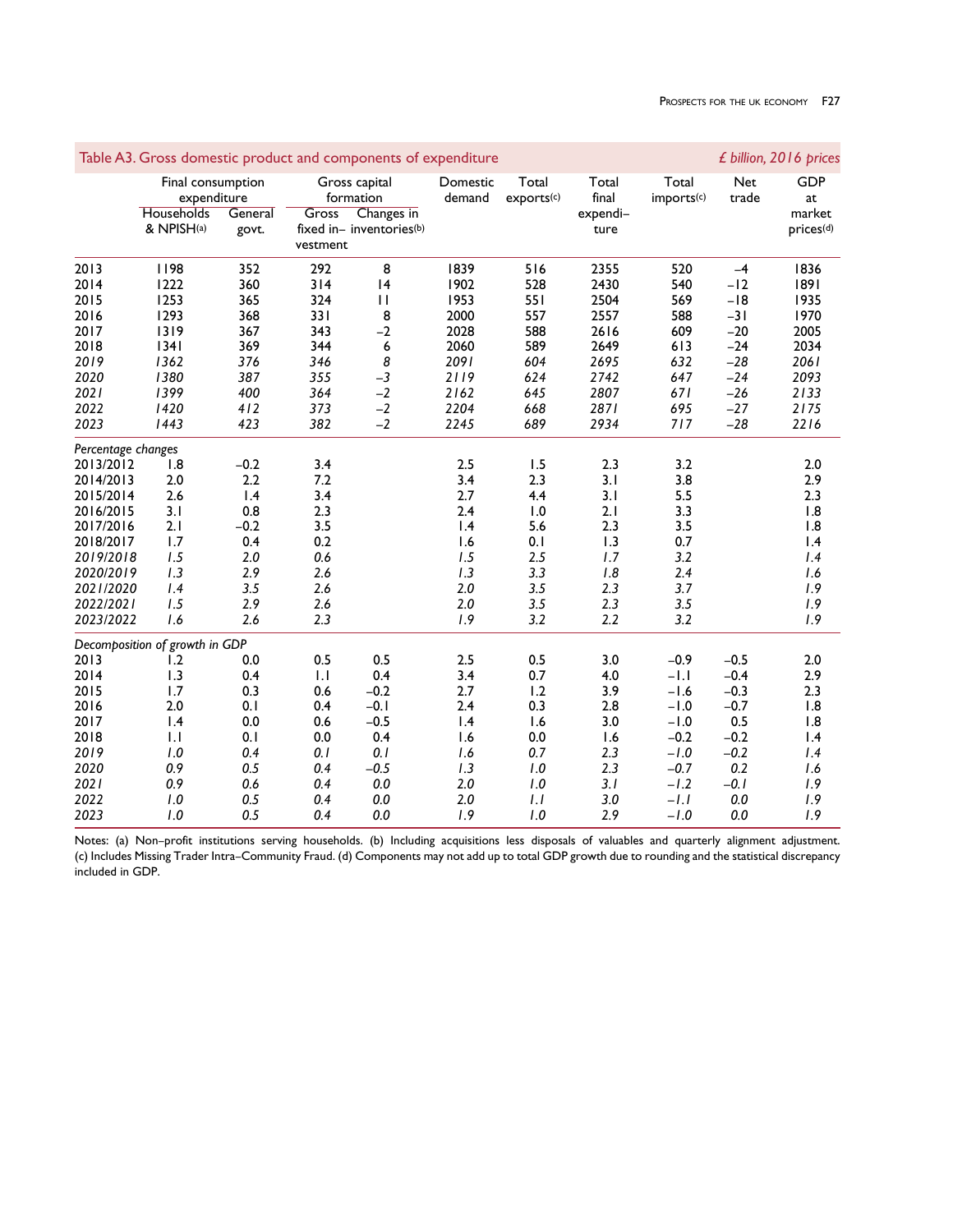## Table A3. Gross domestic product and components of expenditure

*£ billion, 2016 prices*

| | Final consumption expenditure | | Gross capital formation | | Domestic demand | Total exports(c) | Total final expendi–ture | Total imports(c) | Net trade | GDP at market prices(d) |
|---|---|---|---|---|---|---|---|---|---|---|
| | Households & NPISH(a) | General govt. | Gross fixed in–vestment | Changes in inventories(b) | | | | | | |
| 2013 | 1198 | 352 | 292 | 8 | 1839 | 516 | 2355 | 520 | –4 | 1836 |
| 2014 | 1222 | 360 | 314 | 14 | 1902 | 528 | 2430 | 540 | –12 | 1891 |
| 2015 | 1253 | 365 | 324 | 11 | 1953 | 551 | 2504 | 569 | –18 | 1935 |
| 2016 | 1293 | 368 | 331 | 8 | 2000 | 557 | 2557 | 588 | –31 | 1970 |
| 2017 | 1319 | 367 | 343 | –2 | 2028 | 588 | 2616 | 609 | –20 | 2005 |
| 2018 | 1341 | 369 | 344 | 6 | 2060 | 589 | 2649 | 613 | –24 | 2034 |
| *2019* | *1362* | *376* | *346* | *8* | *2091* | *604* | *2695* | *632* | *–28* | *2061* |
| *2020* | *1380* | *387* | *355* | *–3* | *2119* | *624* | *2742* | *647* | *–24* | *2093* |
| *2021* | *1399* | *400* | *364* | *–2* | *2162* | *645* | *2807* | *671* | *–26* | *2133* |
| *2022* | *1420* | *412* | *373* | *–2* | *2204* | *668* | *2871* | *695* | *–27* | *2175* |
| *2023* | *1443* | *423* | *382* | *–2* | *2245* | *689* | *2934* | *717* | *–28* | *2216* |
| *Percentage changes* | | | | | | | | | | |
| 2013/2012 | 1.8 | –0.2 | 3.4 | | 2.5 | 1.5 | 2.3 | 3.2 | | 2.0 |
| 2014/2013 | 2.0 | 2.2 | 7.2 | | 3.4 | 2.3 | 3.1 | 3.8 | | 2.9 |
| 2015/2014 | 2.6 | 1.4 | 3.4 | | 2.7 | 4.4 | 3.1 | 5.5 | | 2.3 |
| 2016/2015 | 3.1 | 0.8 | 2.3 | | 2.4 | 1.0 | 2.1 | 3.3 | | 1.8 |
| 2017/2016 | 2.1 | –0.2 | 3.5 | | 1.4 | 5.6 | 2.3 | 3.5 | | 1.8 |
| 2018/2017 | 1.7 | 0.4 | 0.2 | | 1.6 | 0.1 | 1.3 | 0.7 | | 1.4 |
| *2019/2018* | *1.5* | *2.0* | *0.6* | | *1.5* | *2.5* | *1.7* | *3.2* | | *1.4* |
| *2020/2019* | *1.3* | *2.9* | *2.6* | | *1.3* | *3.3* | *1.8* | *2.4* | | *1.6* |
| *2021/2020* | *1.4* | *3.5* | *2.6* | | *2.0* | *3.5* | *2.3* | *3.7* | | *1.9* |
| *2022/2021* | *1.5* | *2.9* | *2.6* | | *2.0* | *3.5* | *2.3* | *3.5* | | *1.9* |
| *2023/2022* | *1.6* | *2.6* | *2.3* | | *1.9* | *3.2* | *2.2* | *3.2* | | *1.9* |
| *Decomposition of growth in GDP* | | | | | | | | | | |
| 2013 | 1.2 | 0.0 | 0.5 | 0.5 | 2.5 | 0.5 | 3.0 | –0.9 | –0.5 | 2.0 |
| 2014 | 1.3 | 0.4 | 1.1 | 0.4 | 3.4 | 0.7 | 4.0 | –1.1 | –0.4 | 2.9 |
| 2015 | 1.7 | 0.3 | 0.6 | –0.2 | 2.7 | 1.2 | 3.9 | –1.6 | –0.3 | 2.3 |
| 2016 | 2.0 | 0.1 | 0.4 | –0.1 | 2.4 | 0.3 | 2.8 | –1.0 | –0.7 | 1.8 |
| 2017 | 1.4 | 0.0 | 0.6 | –0.5 | 1.4 | 1.6 | 3.0 | –1.0 | 0.5 | 1.8 |
| 2018 | 1.1 | 0.1 | 0.0 | 0.4 | 1.6 | 0.0 | 1.6 | –0.2 | –0.2 | 1.4 |
| *2019* | *1.0* | *0.4* | *0.1* | *0.1* | *1.6* | *0.7* | *2.3* | *–1.0* | *–0.2* | *1.4* |
| *2020* | *0.9* | *0.5* | *0.4* | *–0.5* | *1.3* | *1.0* | *2.3* | *–0.7* | *0.2* | *1.6* |
| *2021* | *0.9* | *0.6* | *0.4* | *0.0* | *2.0* | *1.0* | *3.1* | *–1.2* | *–0.1* | *1.9* |
| *2022* | *1.0* | *0.5* | *0.4* | *0.0* | *2.0* | *1.1* | *3.0* | *–1.1* | *0.0* | *1.9* |
| *2023* | *1.0* | *0.5* | *0.4* | *0.0* | *1.9* | *1.0* | *2.9* | *–1.0* | *0.0* | *1.9* |

Notes: (a) Non–profit institutions serving households. (b) Including acquisitions less disposals of valuables and quarterly alignment adjustment. (c) Includes Missing Trader Intra–Community Fraud. (d) Components may not add up to total GDP growth due to rounding and the statistical discrepancy included in GDP.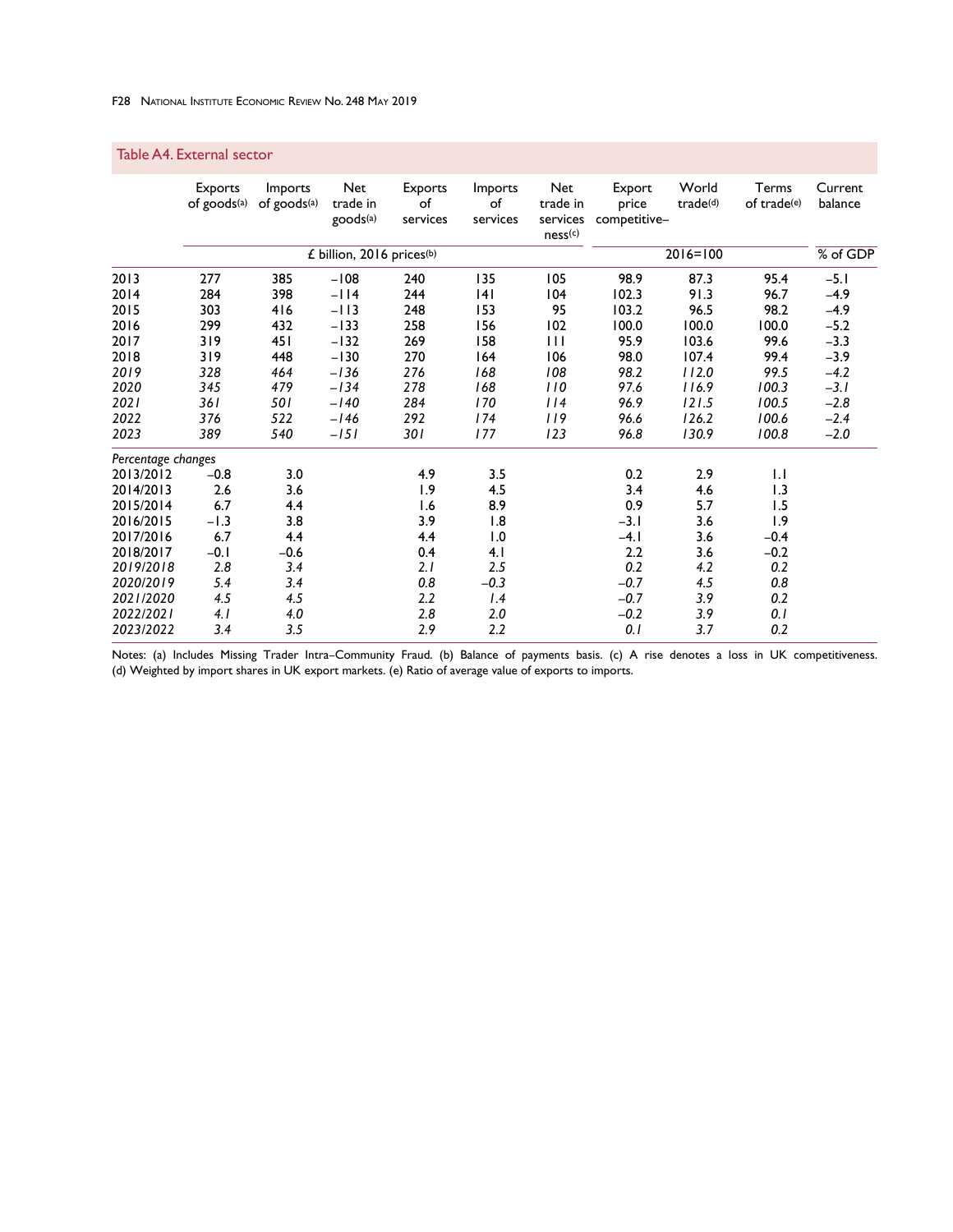## Table A4. External sector

| | Exports of goods(a) | Imports of goods(a) | Net trade in goods(a) | Exports of services | Imports of services | Net trade in services | Export price competitive­ness(c) | World trade(d) | Terms of trade(e) | Current balance |
|---|---|---|---|---|---|---|---|---|---|---|
| | £ billion, 2016 prices(b) | | | | | | 2016=100 | | | % of GDP |
| 2013 | 277 | 385 | −108 | 240 | 135 | 105 | 98.9 | 87.3 | 95.4 | −5.1 |
| 2014 | 284 | 398 | −114 | 244 | 141 | 104 | 102.3 | 91.3 | 96.7 | −4.9 |
| 2015 | 303 | 416 | −113 | 248 | 153 | 95 | 103.2 | 96.5 | 98.2 | −4.9 |
| 2016 | 299 | 432 | −133 | 258 | 156 | 102 | 100.0 | 100.0 | 100.0 | −5.2 |
| 2017 | 319 | 451 | −132 | 269 | 158 | 111 | 95.9 | 103.6 | 99.6 | −3.3 |
| 2018 | 319 | 448 | −130 | 270 | 164 | 106 | 98.0 | 107.4 | 99.4 | −3.9 |
| *2019* | *328* | *464* | *−136* | *276* | *168* | *108* | *98.2* | *112.0* | *99.5* | *−4.2* |
| *2020* | *345* | *479* | *−134* | *278* | *168* | *110* | *97.6* | *116.9* | *100.3* | *−3.1* |
| *2021* | *361* | *501* | *−140* | *284* | *170* | *114* | *96.9* | *121.5* | *100.5* | *−2.8* |
| *2022* | *376* | *522* | *−146* | *292* | *174* | *119* | *96.6* | *126.2* | *100.6* | *−2.4* |
| *2023* | *389* | *540* | *−151* | *301* | *177* | *123* | *96.8* | *130.9* | *100.8* | *−2.0* |
| *Percentage changes* | | | | | | | | | | |
| 2013/2012 | −0.8 | 3.0 | | 4.9 | 3.5 | | 0.2 | 2.9 | 1.1 | |
| 2014/2013 | 2.6 | 3.6 | | 1.9 | 4.5 | | 3.4 | 4.6 | 1.3 | |
| 2015/2014 | 6.7 | 4.4 | | 1.6 | 8.9 | | 0.9 | 5.7 | 1.5 | |
| 2016/2015 | −1.3 | 3.8 | | 3.9 | 1.8 | | −3.1 | 3.6 | 1.9 | |
| 2017/2016 | 6.7 | 4.4 | | 4.4 | 1.0 | | −4.1 | 3.6 | −0.4 | |
| 2018/2017 | −0.1 | −0.6 | | 0.4 | 4.1 | | 2.2 | 3.6 | −0.2 | |
| *2019/2018* | *2.8* | *3.4* | | *2.1* | *2.5* | | *0.2* | *4.2* | *0.2* | |
| *2020/2019* | *5.4* | *3.4* | | *0.8* | *−0.3* | | *−0.7* | *4.5* | *0.8* | |
| *2021/2020* | *4.5* | *4.5* | | *2.2* | *1.4* | | *−0.7* | *3.9* | *0.2* | |
| *2022/2021* | *4.1* | *4.0* | | *2.8* | *2.0* | | *−0.2* | *3.9* | *0.1* | |
| *2023/2022* | *3.4* | *3.5* | | *2.9* | *2.2* | | *0.1* | *3.7* | *0.2* | |

Notes: (a) Includes Missing Trader Intra–Community Fraud. (b) Balance of payments basis. (c) A rise denotes a loss in UK competitiveness. (d) Weighted by import shares in UK export markets. (e) Ratio of average value of exports to imports.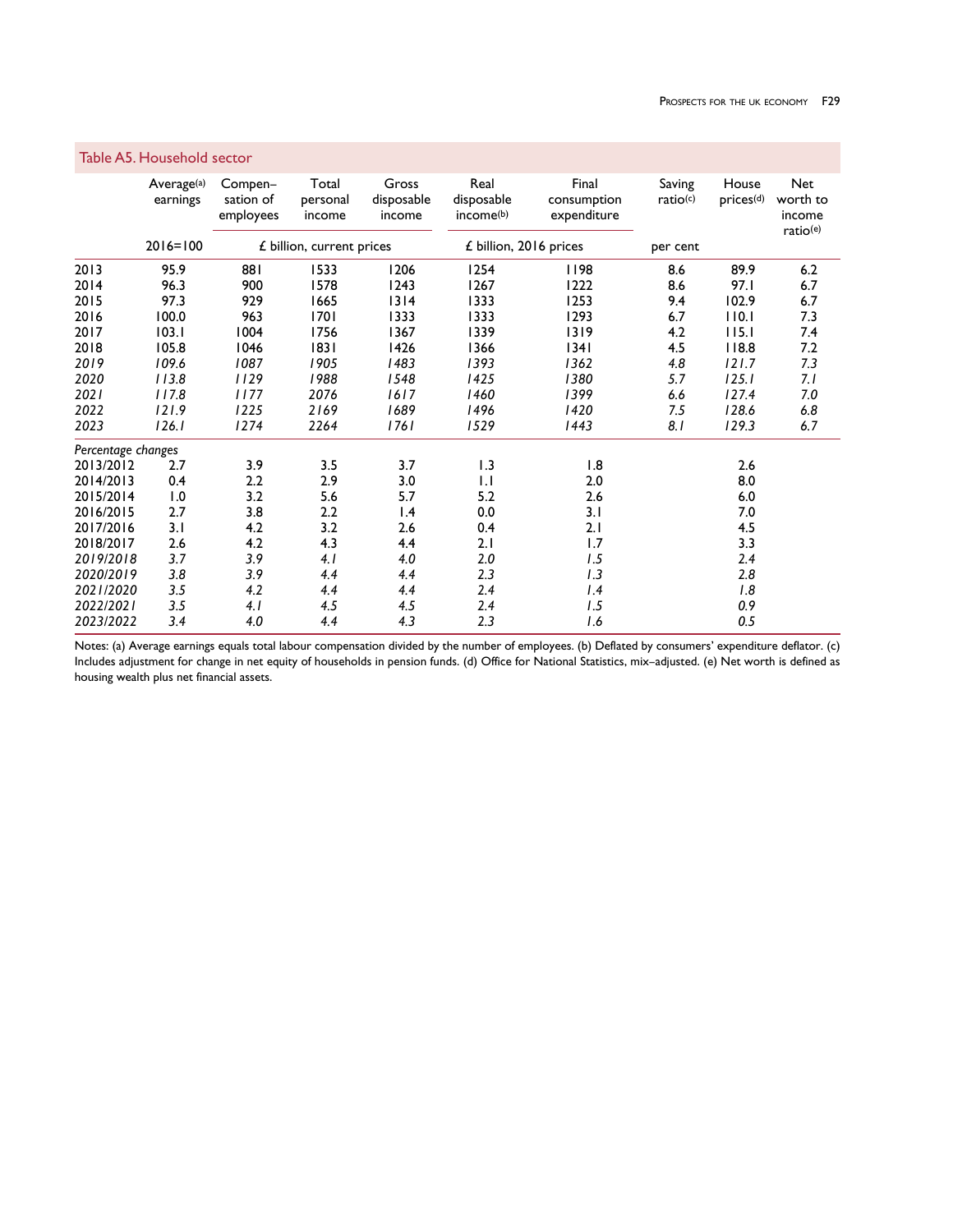## Table A5. Household sector

| | Average[a] earnings | Compen–sation of employees | Total personal income | Gross disposable income | Real disposable income[b] | Final consumption expenditure | Saving ratio[c] | House prices[d] | Net worth to income ratio[e] |
|---|---|---|---|---|---|---|---|---|---|
| | 2016=100 | £ billion, current prices | | | £ billion, 2016 prices | | per cent | | |
| 2013 | 95.9 | 881 | 1533 | 1206 | 1254 | 1198 | 8.6 | 89.9 | 6.2 |
| 2014 | 96.3 | 900 | 1578 | 1243 | 1267 | 1222 | 8.6 | 97.1 | 6.7 |
| 2015 | 97.3 | 929 | 1665 | 1314 | 1333 | 1253 | 9.4 | 102.9 | 6.7 |
| 2016 | 100.0 | 963 | 1701 | 1333 | 1333 | 1293 | 6.7 | 110.1 | 7.3 |
| 2017 | 103.1 | 1004 | 1756 | 1367 | 1339 | 1319 | 4.2 | 115.1 | 7.4 |
| 2018 | 105.8 | 1046 | 1831 | 1426 | 1366 | 1341 | 4.5 | 118.8 | 7.2 |
| *2019* | *109.6* | *1087* | *1905* | *1483* | *1393* | *1362* | *4.8* | *121.7* | *7.3* |
| *2020* | *113.8* | *1129* | *1988* | *1548* | *1425* | *1380* | *5.7* | *125.1* | *7.1* |
| *2021* | *117.8* | *1177* | *2076* | *1617* | *1460* | *1399* | *6.6* | *127.4* | *7.0* |
| *2022* | *121.9* | *1225* | *2169* | *1689* | *1496* | *1420* | *7.5* | *128.6* | *6.8* |
| *2023* | *126.1* | *1274* | *2264* | *1761* | *1529* | *1443* | *8.1* | *129.3* | *6.7* |
| *Percentage changes* | | | | | | | | | |
| 2013/2012 | 2.7 | 3.9 | 3.5 | 3.7 | 1.3 | 1.8 | | 2.6 | |
| 2014/2013 | 0.4 | 2.2 | 2.9 | 3.0 | 1.1 | 2.0 | | 8.0 | |
| 2015/2014 | 1.0 | 3.2 | 5.6 | 5.7 | 5.2 | 2.6 | | 6.0 | |
| 2016/2015 | 2.7 | 3.8 | 2.2 | 1.4 | 0.0 | 3.1 | | 7.0 | |
| 2017/2016 | 3.1 | 4.2 | 3.2 | 2.6 | 0.4 | 2.1 | | 4.5 | |
| 2018/2017 | 2.6 | 4.2 | 4.3 | 4.4 | 2.1 | 1.7 | | 3.3 | |
| *2019/2018* | *3.7* | *3.9* | *4.1* | *4.0* | *2.0* | *1.5* | | *2.4* | |
| *2020/2019* | *3.8* | *3.9* | *4.4* | *4.4* | *2.3* | *1.3* | | *2.8* | |
| *2021/2020* | *3.5* | *4.2* | *4.4* | *4.4* | *2.4* | *1.4* | | *1.8* | |
| *2022/2021* | *3.5* | *4.1* | *4.5* | *4.5* | *2.4* | *1.5* | | *0.9* | |
| *2023/2022* | *3.4* | *4.0* | *4.4* | *4.3* | *2.3* | *1.6* | | *0.5* | |

Notes: (a) Average earnings equals total labour compensation divided by the number of employees. (b) Deflated by consumers' expenditure deflator. (c) Includes adjustment for change in net equity of households in pension funds. (d) Office for National Statistics, mix–adjusted. (e) Net worth is defined as housing wealth plus net financial assets.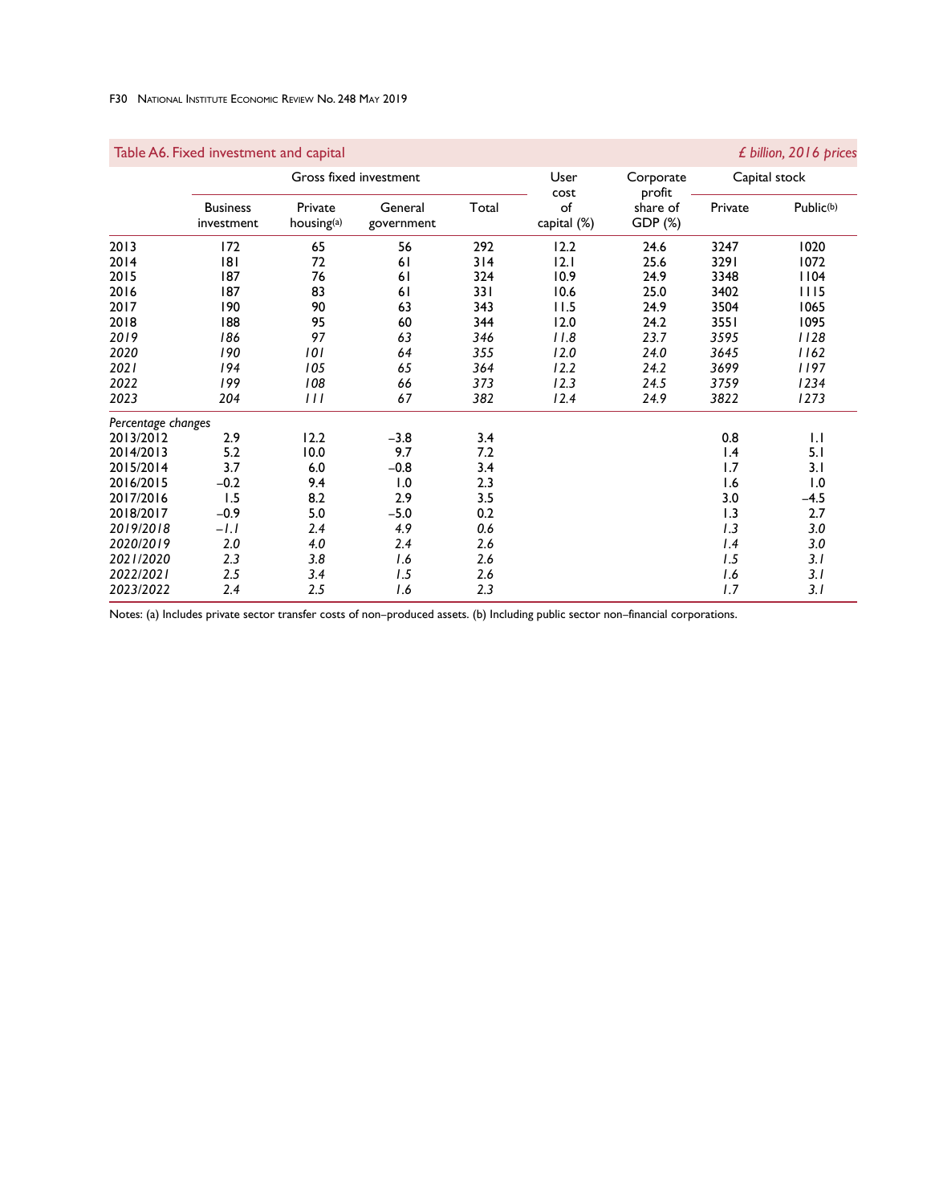## Table A6. Fixed investment and capital

*£ billion, 2016 prices*

| | Gross fixed investment | | | | User cost of capital (%) | Corporate profit share of GDP (%) | Capital stock | |
|---|---|---|---|---|---|---|---|---|
| | Business investment | Private housing(a) | General government | Total | | | Private | Public(b) |
| 2013 | 172 | 65 | 56 | 292 | 12.2 | 24.6 | 3247 | 1020 |
| 2014 | 181 | 72 | 61 | 314 | 12.1 | 25.6 | 3291 | 1072 |
| 2015 | 187 | 76 | 61 | 324 | 10.9 | 24.9 | 3348 | 1104 |
| 2016 | 187 | 83 | 61 | 331 | 10.6 | 25.0 | 3402 | 1115 |
| 2017 | 190 | 90 | 63 | 343 | 11.5 | 24.9 | 3504 | 1065 |
| 2018 | 188 | 95 | 60 | 344 | 12.0 | 24.2 | 3551 | 1095 |
| *2019* | *186* | *97* | *63* | *346* | *11.8* | *23.7* | *3595* | *1128* |
| *2020* | *190* | *101* | *64* | *355* | *12.0* | *24.0* | *3645* | *1162* |
| *2021* | *194* | *105* | *65* | *364* | *12.2* | *24.2* | *3699* | *1197* |
| *2022* | *199* | *108* | *66* | *373* | *12.3* | *24.5* | *3759* | *1234* |
| *2023* | *204* | *111* | *67* | *382* | *12.4* | *24.9* | *3822* | *1273* |
| *Percentage changes* | | | | | | | | |
| 2013/2012 | 2.9 | 12.2 | −3.8 | 3.4 | | | 0.8 | 1.1 |
| 2014/2013 | 5.2 | 10.0 | 9.7 | 7.2 | | | 1.4 | 5.1 |
| 2015/2014 | 3.7 | 6.0 | −0.8 | 3.4 | | | 1.7 | 3.1 |
| 2016/2015 | −0.2 | 9.4 | 1.0 | 2.3 | | | 1.6 | 1.0 |
| 2017/2016 | 1.5 | 8.2 | 2.9 | 3.5 | | | 3.0 | −4.5 |
| 2018/2017 | −0.9 | 5.0 | −5.0 | 0.2 | | | 1.3 | 2.7 |
| *2019/2018* | *−1.1* | *2.4* | *4.9* | *0.6* | | | *1.3* | *3.0* |
| *2020/2019* | *2.0* | *4.0* | *2.4* | *2.6* | | | *1.4* | *3.0* |
| *2021/2020* | *2.3* | *3.8* | *1.6* | *2.6* | | | *1.5* | *3.1* |
| *2022/2021* | *2.5* | *3.4* | *1.5* | *2.6* | | | *1.6* | *3.1* |
| *2023/2022* | *2.4* | *2.5* | *1.6* | *2.3* | | | *1.7* | *3.1* |

Notes: (a) Includes private sector transfer costs of non–produced assets. (b) Including public sector non–financial corporations.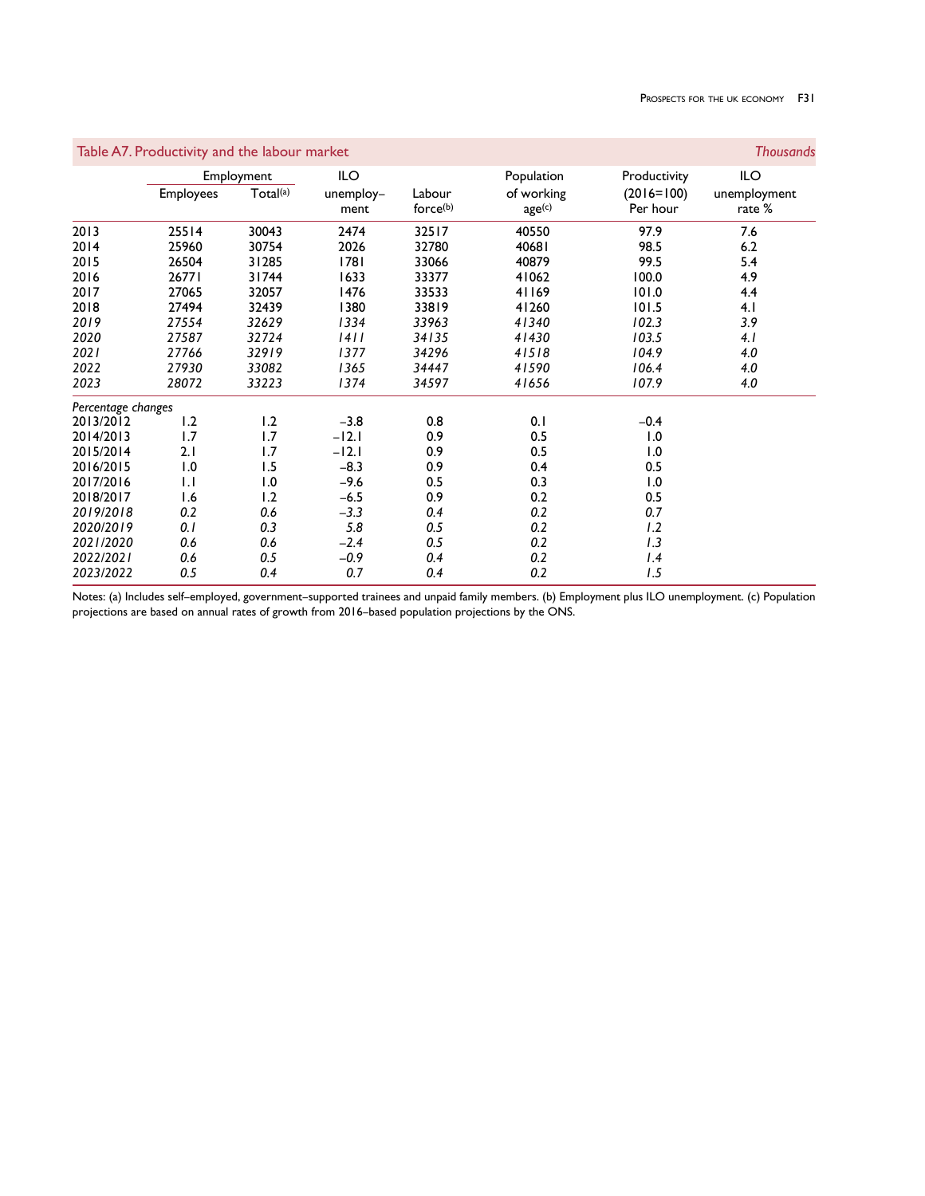**Table A7. Productivity and the labour market** *Thousands*

| | Employment | | ILO unemploy–ment | Labour force(b) | Population of working age(c) | Productivity (2016=100) Per hour | ILO unemployment rate % |
|---|---|---|---|---|---|---|---|
| | Employees | Total(a) | | | | | |
| 2013 | 25514 | 30043 | 2474 | 32517 | 40550 | 97.9 | 7.6 |
| 2014 | 25960 | 30754 | 2026 | 32780 | 40681 | 98.5 | 6.2 |
| 2015 | 26504 | 31285 | 1781 | 33066 | 40879 | 99.5 | 5.4 |
| 2016 | 26771 | 31744 | 1633 | 33377 | 41062 | 100.0 | 4.9 |
| 2017 | 27065 | 32057 | 1476 | 33533 | 41169 | 101.0 | 4.4 |
| 2018 | 27494 | 32439 | 1380 | 33819 | 41260 | 101.5 | 4.1 |
| *2019* | *27554* | *32629* | *1334* | *33963* | *41340* | *102.3* | *3.9* |
| *2020* | *27587* | *32724* | *1411* | *34135* | *41430* | *103.5* | *4.1* |
| *2021* | *27766* | *32919* | *1377* | *34296* | *41518* | *104.9* | *4.0* |
| *2022* | *27930* | *33082* | *1365* | *34447* | *41590* | *106.4* | *4.0* |
| *2023* | *28072* | *33223* | *1374* | *34597* | *41656* | *107.9* | *4.0* |
| *Percentage changes* | | | | | | | |
| 2013/2012 | 1.2 | 1.2 | −3.8 | 0.8 | 0.1 | −0.4 | |
| 2014/2013 | 1.7 | 1.7 | −12.1 | 0.9 | 0.5 | 1.0 | |
| 2015/2014 | 2.1 | 1.7 | −12.1 | 0.9 | 0.5 | 1.0 | |
| 2016/2015 | 1.0 | 1.5 | −8.3 | 0.9 | 0.4 | 0.5 | |
| 2017/2016 | 1.1 | 1.0 | −9.6 | 0.5 | 0.3 | 1.0 | |
| 2018/2017 | 1.6 | 1.2 | −6.5 | 0.9 | 0.2 | 0.5 | |
| *2019/2018* | *0.2* | *0.6* | *−3.3* | *0.4* | *0.2* | *0.7* | |
| *2020/2019* | *0.1* | *0.3* | *5.8* | *0.5* | *0.2* | *1.2* | |
| *2021/2020* | *0.6* | *0.6* | *−2.4* | *0.5* | *0.2* | *1.3* | |
| *2022/2021* | *0.6* | *0.5* | *−0.9* | *0.4* | *0.2* | *1.4* | |
| *2023/2022* | *0.5* | *0.4* | *0.7* | *0.4* | *0.2* | *1.5* | |

Notes: (a) Includes self–employed, government–supported trainees and unpaid family members. (b) Employment plus ILO unemployment. (c) Population projections are based on annual rates of growth from 2016–based population projections by the ONS.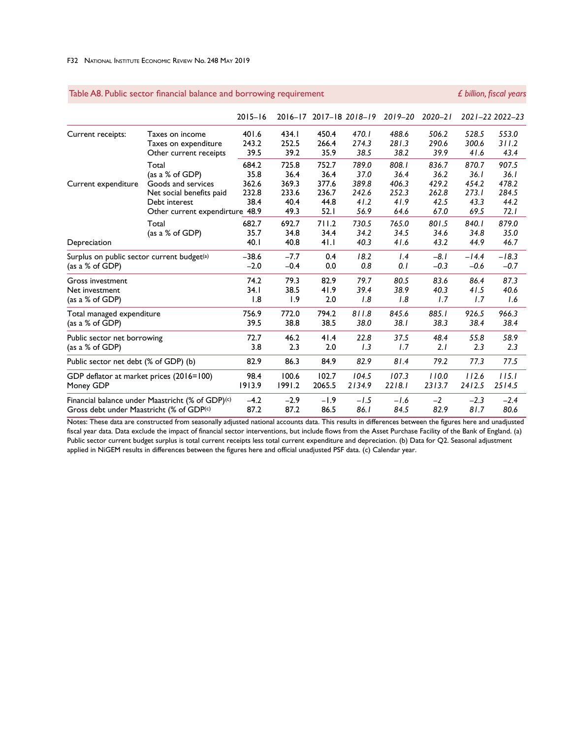## Table A8. Public sector financial balance and borrowing requirement

*£ billion, fiscal years*

| | | 2015–16 | 2016–17 | 2017–18 | *2018–19* | *2019–20* | *2020–21* | *2021–22* | *2022–23* |
|---|---|---|---|---|---|---|---|---|---|
| Current receipts: | Taxes on income | 401.6 | 434.1 | 450.4 | *470.1* | *488.6* | *506.2* | *528.5* | *553.0* |
| | Taxes on expenditure | 243.2 | 252.5 | 266.4 | *274.3* | *281.3* | *290.6* | *300.6* | *311.2* |
| | Other current receipts | 39.5 | 39.2 | 35.9 | *38.5* | *38.2* | *39.9* | *41.6* | *43.4* |
| | Total | 684.2 | 725.8 | 752.7 | *789.0* | *808.1* | *836.7* | *870.7* | *907.5* |
| | (as a % of GDP) | 35.8 | 36.4 | 36.4 | *37.0* | *36.4* | *36.2* | *36.1* | *36.1* |
| Current expenditure | Goods and services | 362.6 | 369.3 | 377.6 | *389.8* | *406.3* | *429.2* | *454.2* | *478.2* |
| | Net social benefits paid | 232.8 | 233.6 | 236.7 | *242.6* | *252.3* | *262.8* | *273.1* | *284.5* |
| | Debt interest | 38.4 | 40.4 | 44.8 | *41.2* | *41.9* | *42.5* | *43.3* | *44.2* |
| | Other current expendirture | 48.9 | 49.3 | 52.1 | *56.9* | *64.6* | *67.0* | *69.5* | *72.1* |
| | Total | 682.7 | 692.7 | 711.2 | *730.5* | *765.0* | *801.5* | *840.1* | *879.0* |
| | (as a % of GDP) | 35.7 | 34.8 | 34.4 | *34.2* | *34.5* | *34.6* | *34.8* | *35.0* |
| Depreciation | | 40.1 | 40.8 | 41.1 | *40.3* | *41.6* | *43.2* | *44.9* | *46.7* |
| Surplus on public sector current budget[(a)] | | −38.6 | −7.7 | 0.4 | *18.2* | *1.4* | *−8.1* | *−14.4* | *−18.3* |
| (as a % of GDP) | | −2.0 | −0.4 | 0.0 | *0.8* | *0.1* | *−0.3* | *−0.6* | *−0.7* |
| Gross investment | | 74.2 | 79.3 | 82.9 | *79.7* | *80.5* | *83.6* | *86.4* | *87.3* |
| Net investment | | 34.1 | 38.5 | 41.9 | *39.4* | *38.9* | *40.3* | *41.5* | *40.6* |
| (as a % of GDP) | | 1.8 | 1.9 | 2.0 | *1.8* | *1.8* | *1.7* | *1.7* | *1.6* |
| Total managed expenditure | | 756.9 | 772.0 | 794.2 | *811.8* | *845.6* | *885.1* | *926.5* | *966.3* |
| (as a % of GDP) | | 39.5 | 38.8 | 38.5 | *38.0* | *38.1* | *38.3* | *38.4* | *38.4* |
| Public sector net borrowing | | 72.7 | 46.2 | 41.4 | *22.8* | *37.5* | *48.4* | *55.8* | *58.9* |
| (as a % of GDP) | | 3.8 | 2.3 | 2.0 | *1.3* | *1.7* | *2.1* | *2.3* | *2.3* |
| Public sector net debt (% of GDP) (b) | | 82.9 | 86.3 | 84.9 | *82.9* | *81.4* | *79.2* | *77.3* | *77.5* |
| GDP deflator at market prices (2016=100) | | 98.4 | 100.6 | 102.7 | *104.5* | *107.3* | *110.0* | *112.6* | *115.1* |
| Money GDP | | 1913.9 | 1991.2 | 2065.5 | *2134.9* | *2218.1* | *2313.7* | *2412.5* | *2514.5* |
| Financial balance under Maastricht (% of GDP)[(c)] | | −4.2 | −2.9 | −1.9 | *−1.5* | *−1.6* | *−2* | *−2.3* | *−2.4* |
| Gross debt under Maastricht (% of GDP[(c)] | | 87.2 | 87.2 | 86.5 | *86.1* | *84.5* | *82.9* | *81.7* | *80.6* |

Notes: These data are constructed from seasonally adjusted national accounts data. This results in differences between the figures here and unadjusted fiscal year data. Data exclude the impact of financial sector interventions, but include flows from the Asset Purchase Facility of the Bank of England. (a) Public sector current budget surplus is total current receipts less total current expenditure and depreciation. (b) Data for Q2. Seasonal adjustment applied in NiGEM results in differences between the figures here and official unadjusted PSF data. (c) Calendar year.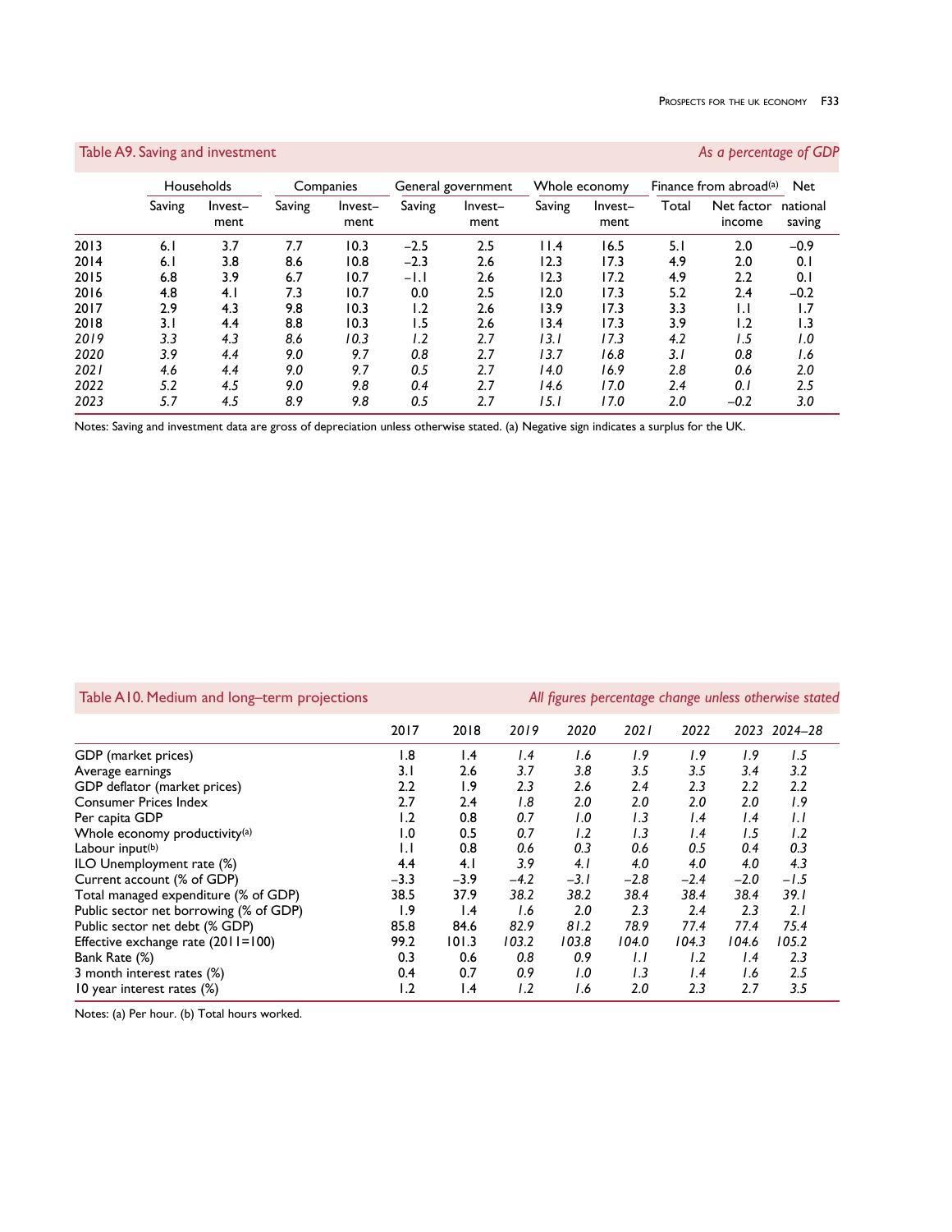## Table A9. Saving and investment

*As a percentage of GDP*

| | Households | | Companies | | General government | | Whole economy | | Finance from abroad(a) | | Net |
|---|---|---|---|---|---|---|---|---|---|---|---|
| | Saving | Invest–ment | Saving | Invest–ment | Saving | Invest–ment | Saving | Invest–ment | Total | Net factor income | national saving |
| 2013 | 6.1 | 3.7 | 7.7 | 10.3 | −2.5 | 2.5 | 11.4 | 16.5 | 5.1 | 2.0 | −0.9 |
| 2014 | 6.1 | 3.8 | 8.6 | 10.8 | −2.3 | 2.6 | 12.3 | 17.3 | 4.9 | 2.0 | 0.1 |
| 2015 | 6.8 | 3.9 | 6.7 | 10.7 | −1.1 | 2.6 | 12.3 | 17.2 | 4.9 | 2.2 | 0.1 |
| 2016 | 4.8 | 4.1 | 7.3 | 10.7 | 0.0 | 2.5 | 12.0 | 17.3 | 5.2 | 2.4 | −0.2 |
| 2017 | 2.9 | 4.3 | 9.8 | 10.3 | 1.2 | 2.6 | 13.9 | 17.3 | 3.3 | 1.1 | 1.7 |
| 2018 | 3.1 | 4.4 | 8.8 | 10.3 | 1.5 | 2.6 | 13.4 | 17.3 | 3.9 | 1.2 | 1.3 |
| *2019* | *3.3* | *4.3* | *8.6* | *10.3* | *1.2* | *2.7* | *13.1* | *17.3* | *4.2* | *1.5* | *1.0* |
| *2020* | *3.9* | *4.4* | *9.0* | *9.7* | *0.8* | *2.7* | *13.7* | *16.8* | *3.1* | *0.8* | *1.6* |
| *2021* | *4.6* | *4.4* | *9.0* | *9.7* | *0.5* | *2.7* | *14.0* | *16.9* | *2.8* | *0.6* | *2.0* |
| *2022* | *5.2* | *4.5* | *9.0* | *9.8* | *0.4* | *2.7* | *14.6* | *17.0* | *2.4* | *0.1* | *2.5* |
| *2023* | *5.7* | *4.5* | *8.9* | *9.8* | *0.5* | *2.7* | *15.1* | *17.0* | *2.0* | *−0.2* | *3.0* |

Notes: Saving and investment data are gross of depreciation unless otherwise stated. (a) Negative sign indicates a surplus for the UK.

## Table A10. Medium and long–term projections

*All figures percentage change unless otherwise stated*

| | 2017 | 2018 | *2019* | *2020* | *2021* | *2022* | *2023* | *2024–28* |
|---|---|---|---|---|---|---|---|---|
| GDP (market prices) | 1.8 | 1.4 | *1.4* | *1.6* | *1.9* | *1.9* | *1.9* | *1.5* |
| Average earnings | 3.1 | 2.6 | *3.7* | *3.8* | *3.5* | *3.5* | *3.4* | *3.2* |
| GDP deflator (market prices) | 2.2 | 1.9 | *2.3* | *2.6* | *2.4* | *2.3* | *2.2* | *2.2* |
| Consumer Prices Index | 2.7 | 2.4 | *1.8* | *2.0* | *2.0* | *2.0* | *2.0* | *1.9* |
| Per capita GDP | 1.2 | 0.8 | *0.7* | *1.0* | *1.3* | *1.4* | *1.4* | *1.1* |
| Whole economy productivity(a) | 1.0 | 0.5 | *0.7* | *1.2* | *1.3* | *1.4* | *1.5* | *1.2* |
| Labour input(b) | 1.1 | 0.8 | *0.6* | *0.3* | *0.6* | *0.5* | *0.4* | *0.3* |
| ILO Unemployment rate (%) | 4.4 | 4.1 | *3.9* | *4.1* | *4.0* | *4.0* | *4.0* | *4.3* |
| Current account (% of GDP) | −3.3 | −3.9 | *−4.2* | *−3.1* | *−2.8* | *−2.4* | *−2.0* | *−1.5* |
| Total managed expenditure (% of GDP) | 38.5 | 37.9 | *38.2* | *38.2* | *38.4* | *38.4* | *38.4* | *39.1* |
| Public sector net borrowing (% of GDP) | 1.9 | 1.4 | *1.6* | *2.0* | *2.3* | *2.4* | *2.3* | *2.1* |
| Public sector net debt (% GDP) | 85.8 | 84.6 | *82.9* | *81.2* | *78.9* | *77.4* | *77.4* | *75.4* |
| Effective exchange rate (2011=100) | 99.2 | 101.3 | *103.2* | *103.8* | *104.0* | *104.3* | *104.6* | *105.2* |
| Bank Rate (%) | 0.3 | 0.6 | *0.8* | *0.9* | *1.1* | *1.2* | *1.4* | *2.3* |
| 3 month interest rates (%) | 0.4 | 0.7 | *0.9* | *1.0* | *1.3* | *1.4* | *1.6* | *2.5* |
| 10 year interest rates (%) | 1.2 | 1.4 | *1.2* | *1.6* | *2.0* | *2.3* | *2.7* | *3.5* |

Notes: (a) Per hour. (b) Total hours worked.